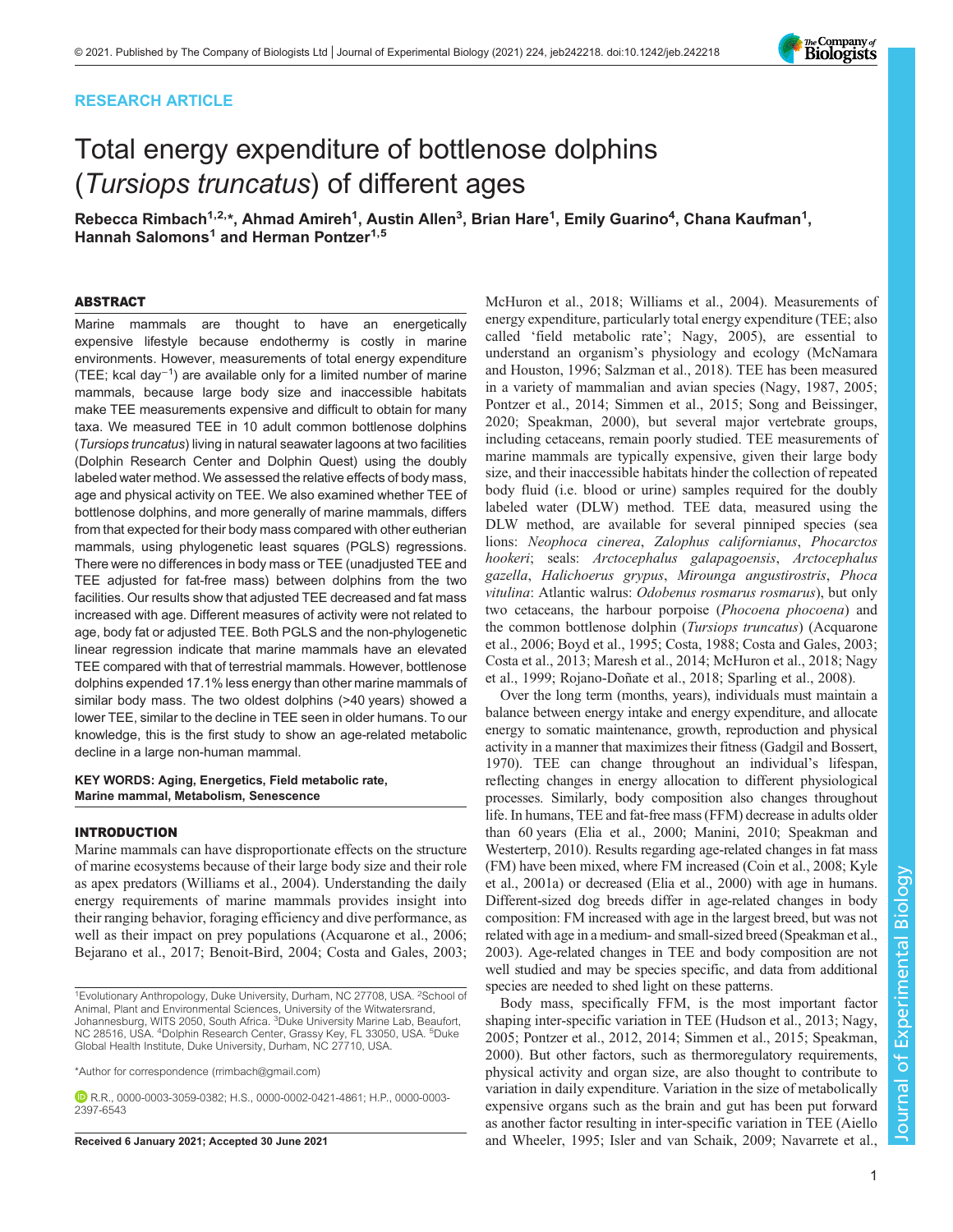RESEARCH ARTICLE

# Total energy expenditure of bottlenose dolphins (*Tursiops truncatus*) of different ages

**Rebecca Rimbach[1,2,*], Ahmad Amireh[1], Austin Allen[3], Brian Hare[1], Emily Guarino[4], Chana Kaufman[1], Hannah Salomons[1] and Herman Pontzer[1,5]**

## ABSTRACT

Marine mammals are thought to have an energetically expensive lifestyle because endothermy is costly in marine environments. However, measurements of total energy expenditure (TEE; kcal $day^{-1}$) are available only for a limited number of marine mammals, because large body size and inaccessible habitats make TEE measurements expensive and difficult to obtain for many taxa. We measured TEE in 10 adult common bottlenose dolphins (*Tursiops truncatus*) living in natural seawater lagoons at two facilities (Dolphin Research Center and Dolphin Quest) using the doubly labeled water method. We assessed the relative effects of body mass, age and physical activity on TEE. We also examined whether TEE of bottlenose dolphins, and more generally of marine mammals, differs from that expected for their body mass compared with other eutherian mammals, using phylogenetic least squares (PGLS) regressions. There were no differences in body mass or TEE (unadjusted TEE and TEE adjusted for fat-free mass) between dolphins from the two facilities. Our results show that adjusted TEE decreased and fat mass increased with age. Different measures of activity were not related to age, body fat or adjusted TEE. Both PGLS and the non-phylogenetic linear regression indicate that marine mammals have an elevated TEE compared with that of terrestrial mammals. However, bottlenose dolphins expended 17.1% less energy than other marine mammals of similar body mass. The two oldest dolphins (>40 years) showed a lower TEE, similar to the decline in TEE seen in older humans. To our knowledge, this is the first study to show an age-related metabolic decline in a large non-human mammal.

KEY WORDS: Aging, Energetics, Field metabolic rate, Marine mammal, Metabolism, Senescence

## INTRODUCTION

Marine mammals can have disproportionate effects on the structure of marine ecosystems because of their large body size and their role as apex predators (Williams et al., 2004). Understanding the daily energy requirements of marine mammals provides insight into their ranging behavior, foraging efficiency and dive performance, as well as their impact on prey populations (Acquarone et al., 2006; Bejarano et al., 2017; Benoit-Bird, 2004; Costa and Gales, 2003; McHuron et al., 2018; Williams et al., 2004). Measurements of energy expenditure, particularly total energy expenditure (TEE; also called 'field metabolic rate'; Nagy, 2005), are essential to understand an organism's physiology and ecology (McNamara and Houston, 1996; Salzman et al., 2018). TEE has been measured in a variety of mammalian and avian species (Nagy, 1987, 2005; Pontzer et al., 2014; Simmen et al., 2015; Song and Beissinger, 2020; Speakman, 2000), but several major vertebrate groups, including cetaceans, remain poorly studied. TEE measurements of marine mammals are typically expensive, given their large body size, and their inaccessible habitats hinder the collection of repeated body fluid (i.e. blood or urine) samples required for the doubly labeled water (DLW) method. TEE data, measured using the DLW method, are available for several pinniped species (sea lions: *Neophoca cinerea*, *Zalophus californianus*, *Phocarctos hookeri*; seals: *Arctocephalus galapagoensis*, *Arctocephalus gazella*, *Halichoerus grypus*, *Mirounga angustirostris*, *Phoca vitulina*: Atlantic walrus: *Odobenus rosmarus rosmarus*), but only two cetaceans, the harbour porpoise (*Phocoena phocoena*) and the common bottlenose dolphin (*Tursiops truncatus*) (Acquarone et al., 2006; Boyd et al., 1995; Costa, 1988; Costa and Gales, 2003; Costa et al., 2013; Maresh et al., 2014; McHuron et al., 2018; Nagy et al., 1999; Rojano-Doñate et al., 2018; Sparling et al., 2008).

Over the long term (months, years), individuals must maintain a balance between energy intake and energy expenditure, and allocate energy to somatic maintenance, growth, reproduction and physical activity in a manner that maximizes their fitness (Gadgil and Bossert, 1970). TEE can change throughout an individual's lifespan, reflecting changes in energy allocation to different physiological processes. Similarly, body composition also changes throughout life. In humans, TEE and fat-free mass (FFM) decrease in adults older than 60 years (Elia et al., 2000; Manini, 2010; Speakman and Westerterp, 2010). Results regarding age-related changes in fat mass (FM) have been mixed, where FM increased (Coin et al., 2008; Kyle et al., 2001a) or decreased (Elia et al., 2000) with age in humans. Different-sized dog breeds differ in age-related changes in body composition: FM increased with age in the largest breed, but was not related with age in a medium- and small-sized breed (Speakman et al., 2003). Age-related changes in TEE and body composition are not well studied and may be species specific, and data from additional species are needed to shed light on these patterns.

Body mass, specifically FFM, is the most important factor shaping inter-specific variation in TEE (Hudson et al., 2013; Nagy, 2005; Pontzer et al., 2012, 2014; Simmen et al., 2015; Speakman, 2000). But other factors, such as thermoregulatory requirements, physical activity and organ size, are also thought to contribute to variation in daily expenditure. Variation in the size of metabolically expensive organs such as the brain and gut has been put forward as another factor resulting in inter-specific variation in TEE (Aiello and Wheeler, 1995; Isler and van Schaik, 2009; Navarrete et al.,

[1]Evolutionary Anthropology, Duke University, Durham, NC 27708, USA. [2]School of Animal, Plant and Environmental Sciences, University of the Witwatersrand, Johannesburg, WITS 2050, South Africa. [3]Duke University Marine Lab, Beaufort, NC 28516, USA. [4]Dolphin Research Center, Grassy Key, FL 33050, USA. [5]Duke Global Health Institute, Duke University, Durham, NC 27710, USA.

*Author for correspondence (rrimbach@gmail.com)

R.R., 0000-0003-3059-0382; H.S., 0000-0002-0421-4861; H.P., 0000-0003-2397-6543

**Received 6 January 2021; Accepted 30 June 2021**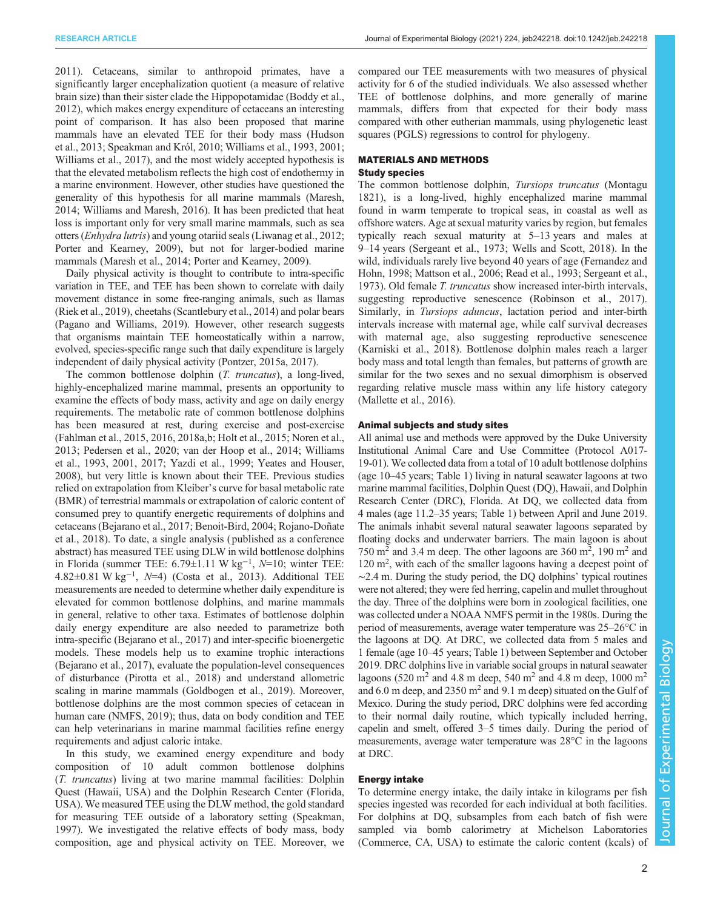2011). Cetaceans, similar to anthropoid primates, have a significantly larger encephalization quotient (a measure of relative brain size) than their sister clade the Hippopotamidae (Boddy et al., 2012), which makes energy expenditure of cetaceans an interesting point of comparison. It has also been proposed that marine mammals have an elevated TEE for their body mass (Hudson et al., 2013; Speakman and Król, 2010; Williams et al., 1993, 2001; Williams et al., 2017), and the most widely accepted hypothesis is that the elevated metabolism reflects the high cost of endothermy in a marine environment. However, other studies have questioned the generality of this hypothesis for all marine mammals (Maresh, 2014; Williams and Maresh, 2016). It has been predicted that heat loss is important only for very small marine mammals, such as sea otters (*Enhydra lutris*) and young otariid seals (Liwanag et al., 2012; Porter and Kearney, 2009), but not for larger-bodied marine mammals (Maresh et al., 2014; Porter and Kearney, 2009).

Daily physical activity is thought to contribute to intra-specific variation in TEE, and TEE has been shown to correlate with daily movement distance in some free-ranging animals, such as llamas (Riek et al., 2019), cheetahs (Scantlebury et al., 2014) and polar bears (Pagano and Williams, 2019). However, other research suggests that organisms maintain TEE homeostatically within a narrow, evolved, species-specific range such that daily expenditure is largely independent of daily physical activity (Pontzer, 2015a, 2017).

The common bottlenose dolphin (*T. truncatus*), a long-lived, highly-encephalized marine mammal, presents an opportunity to examine the effects of body mass, activity and age on daily energy requirements. The metabolic rate of common bottlenose dolphins has been measured at rest, during exercise and post-exercise (Fahlman et al., 2015, 2016, 2018a,b; Holt et al., 2015; Noren et al., 2013; Pedersen et al., 2020; van der Hoop et al., 2014; Williams et al., 1993, 2001, 2017; Yazdi et al., 1999; Yeates and Houser, 2008), but very little is known about their TEE. Previous studies relied on extrapolation from Kleiber's curve for basal metabolic rate (BMR) of terrestrial mammals or extrapolation of caloric content of consumed prey to quantify energetic requirements of dolphins and cetaceans (Bejarano et al., 2017; Benoit-Bird, 2004; Rojano-Doñate et al., 2018). To date, a single analysis (published as a conference abstract) has measured TEE using DLW in wild bottlenose dolphins in Florida (summer TEE: 6.79±1.11 W $kg^{-1}$, $N$=10; winter TEE: 4.82±0.81 W $kg^{-1}$, $N$=4) (Costa et al., 2013). Additional TEE measurements are needed to determine whether daily expenditure is elevated for common bottlenose dolphins, and marine mammals in general, relative to other taxa. Estimates of bottlenose dolphin daily energy expenditure are also needed to parametrize both intra-specific (Bejarano et al., 2017) and inter-specific bioenergetic models. These models help us to examine trophic interactions (Bejarano et al., 2017), evaluate the population-level consequences of disturbance (Pirotta et al., 2018) and understand allometric scaling in marine mammals (Goldbogen et al., 2019). Moreover, bottlenose dolphins are the most common species of cetacean in human care (NMFS, 2019); thus, data on body condition and TEE can help veterinarians in marine mammal facilities refine energy requirements and adjust caloric intake.

In this study, we examined energy expenditure and body composition of 10 adult common bottlenose dolphins (*T. truncatus*) living at two marine mammal facilities: Dolphin Quest (Hawaii, USA) and the Dolphin Research Center (Florida, USA). We measured TEE using the DLW method, the gold standard for measuring TEE outside of a laboratory setting (Speakman, 1997). We investigated the relative effects of body mass, body composition, age and physical activity on TEE. Moreover, we compared our TEE measurements with two measures of physical activity for 6 of the studied individuals. We also assessed whether TEE of bottlenose dolphins, and more generally of marine mammals, differs from that expected for their body mass compared with other eutherian mammals, using phylogenetic least squares (PGLS) regressions to control for phylogeny.

## MATERIALS AND METHODS

### Study species

The common bottlenose dolphin, *Tursiops truncatus* (Montagu 1821), is a long-lived, highly encephalized marine mammal found in warm temperate to tropical seas, in coastal as well as offshore waters. Age at sexual maturity varies by region, but females typically reach sexual maturity at 5–13 years and males at 9–14 years (Sergeant et al., 1973; Wells and Scott, 2018). In the wild, individuals rarely live beyond 40 years of age (Fernandez and Hohn, 1998; Mattson et al., 2006; Read et al., 1993; Sergeant et al., 1973). Old female *T. truncatus* show increased inter-birth intervals, suggesting reproductive senescence (Robinson et al., 2017). Similarly, in *Tursiops aduncus*, lactation period and inter-birth intervals increase with maternal age, while calf survival decreases with maternal age, also suggesting reproductive senescence (Karniski et al., 2018). Bottlenose dolphin males reach a larger body mass and total length than females, but patterns of growth are similar for the two sexes and no sexual dimorphism is observed regarding relative muscle mass within any life history category (Mallette et al., 2016).

### Animal subjects and study sites

All animal use and methods were approved by the Duke University Institutional Animal Care and Use Committee (Protocol A017-19-01). We collected data from a total of 10 adult bottlenose dolphins (age 10–45 years; Table 1) living in natural seawater lagoons at two marine mammal facilities, Dolphin Quest (DQ), Hawaii, and Dolphin Research Center (DRC), Florida. At DQ, we collected data from 4 males (age 11.2–35 years; Table 1) between April and June 2019. The animals inhabit several natural seawater lagoons separated by floating docks and underwater barriers. The main lagoon is about 750 $m^2$ and 3.4 m deep. The other lagoons are 360 $m^2$, 190 $m^2$ and 120 $m^2$, with each of the smaller lagoons having a deepest point of ∼2.4 m. During the study period, the DQ dolphins' typical routines were not altered; they were fed herring, capelin and mullet throughout the day. Three of the dolphins were born in zoological facilities, one was collected under a NOAA NMFS permit in the 1980s. During the period of measurements, average water temperature was 25–26°C in the lagoons at DQ. At DRC, we collected data from 5 males and 1 female (age 10–45 years; Table 1) between September and October 2019. DRC dolphins live in variable social groups in natural seawater lagoons (520 $m^2$ and 4.8 m deep, 540 $m^2$ and 4.8 m deep, 1000 $m^2$ and 6.0 m deep, and 2350 $m^2$ and 9.1 m deep) situated on the Gulf of Mexico. During the study period, DRC dolphins were fed according to their normal daily routine, which typically included herring, capelin and smelt, offered 3–5 times daily. During the period of measurements, average water temperature was 28°C in the lagoons at DRC.

### Energy intake

To determine energy intake, the daily intake in kilograms per fish species ingested was recorded for each individual at both facilities. For dolphins at DQ, subsamples from each batch of fish were sampled via bomb calorimetry at Michelson Laboratories (Commerce, CA, USA) to estimate the caloric content (kcals) of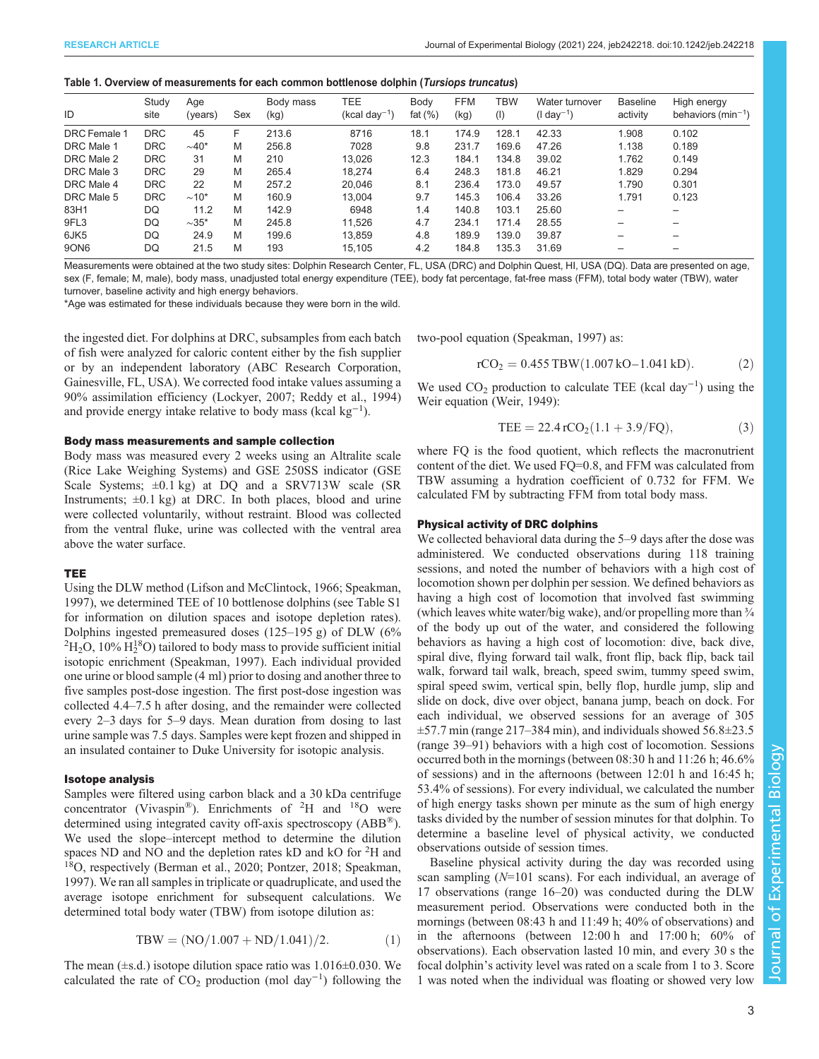**Table 1. Overview of measurements for each common bottlenose dolphin (*Tursiops truncatus*)**

| ID | Study site | Age (years) | Sex | Body mass (kg) | TEE (kcal day$^{-1}$) | Body fat (%) | FFM (kg) | TBW (l) | Water turnover (l day$^{-1}$) | Baseline activity | High energy behaviors (min$^{-1}$) |
|---|---|---|---|---|---|---|---|---|---|---|---|
| DRC Female 1 | DRC | 45 | F | 213.6 | 8716 | 18.1 | 174.9 | 128.1 | 42.33 | 1.908 | 0.102 |
| DRC Male 1 | DRC | ∼40* | M | 256.8 | 7028 | 9.8 | 231.7 | 169.6 | 47.26 | 1.138 | 0.189 |
| DRC Male 2 | DRC | 31 | M | 210 | 13,026 | 12.3 | 184.1 | 134.8 | 39.02 | 1.762 | 0.149 |
| DRC Male 3 | DRC | 29 | M | 265.4 | 18,274 | 6.4 | 248.3 | 181.8 | 46.21 | 1.829 | 0.294 |
| DRC Male 4 | DRC | 22 | M | 257.2 | 20,046 | 8.1 | 236.4 | 173.0 | 49.57 | 1.790 | 0.301 |
| DRC Male 5 | DRC | ∼10* | M | 160.9 | 13,004 | 9.7 | 145.3 | 106.4 | 33.26 | 1.791 | 0.123 |
| 83H1 | DQ | 11.2 | M | 142.9 | 6948 | 1.4 | 140.8 | 103.1 | 25.60 | – | – |
| 9FL3 | DQ | ∼35* | M | 245.8 | 11,526 | 4.7 | 234.1 | 171.4 | 28.55 | – | – |
| 6JK5 | DQ | 24.9 | M | 199.6 | 13,859 | 4.8 | 189.9 | 139.0 | 39.87 | – | – |
| 9ON6 | DQ | 21.5 | M | 193 | 15,105 | 4.2 | 184.8 | 135.3 | 31.69 | – | – |

Measurements were obtained at the two study sites: Dolphin Research Center, FL, USA (DRC) and Dolphin Quest, HI, USA (DQ). Data are presented on age, sex (F, female; M, male), body mass, unadjusted total energy expenditure (TEE), body fat percentage, fat-free mass (FFM), total body water (TBW), water turnover, baseline activity and high energy behaviors.

*Age was estimated for these individuals because they were born in the wild.

the ingested diet. For dolphins at DRC, subsamples from each batch of fish were analyzed for caloric content either by the fish supplier or by an independent laboratory (ABC Research Corporation, Gainesville, FL, USA). We corrected food intake values assuming a 90% assimilation efficiency (Lockyer, 2007; Reddy et al., 1994) and provide energy intake relative to body mass (kcal kg$^{-1}$).

### Body mass measurements and sample collection

Body mass was measured every 2 weeks using an Altralite scale (Rice Lake Weighing Systems) and GSE 250SS indicator (GSE Scale Systems; ±0.1 kg) at DQ and a SRV713W scale (SR Instruments; ±0.1 kg) at DRC. In both places, blood and urine were collected voluntarily, without restraint. Blood was collected from the ventral fluke, urine was collected with the ventral area above the water surface.

### TEE

Using the DLW method (Lifson and McClintock, 1966; Speakman, 1997), we determined TEE of 10 bottlenose dolphins (see Table S1 for information on dilution spaces and isotope depletion rates). Dolphins ingested premeasured doses (125–195 g) of DLW (6% $^2H_2O$, 10% $H_2^{18}O$) tailored to body mass to provide sufficient initial isotopic enrichment (Speakman, 1997). Each individual provided one urine or blood sample (4 ml) prior to dosing and another three to five samples post-dose ingestion. The first post-dose ingestion was collected 4.4–7.5 h after dosing, and the remainder were collected every 2–3 days for 5–9 days. Mean duration from dosing to last urine sample was 7.5 days. Samples were kept frozen and shipped in an insulated container to Duke University for isotopic analysis.

### Isotope analysis

Samples were filtered using carbon black and a 30 kDa centrifuge concentrator (Vivaspin®). Enrichments of $^2$H and $^{18}$O were determined using integrated cavity off-axis spectroscopy (ABB®). We used the slope–intercept method to determine the dilution spaces ND and NO and the depletion rates kD and kO for $^2$H and $^{18}$O, respectively (Berman et al., 2020; Pontzer, 2018; Speakman, 1997). We ran all samples in triplicate or quadruplicate, and used the average isotope enrichment for subsequent calculations. We determined total body water (TBW) from isotope dilution as:

$$\mathrm{TBW} = (\mathrm{NO}/1.007 + \mathrm{ND}/1.041)/2. \quad (1)$$

The mean (±s.d.) isotope dilution space ratio was 1.016±0.030. We calculated the rate of $CO_2$ production (mol day$^{-1}$) following the two-pool equation (Speakman, 1997) as:

$$\mathrm{rCO_2} = 0.455\,\mathrm{TBW}(1.007\,\mathrm{kO} - 1.041\,\mathrm{kD}). \quad (2)$$

We used $CO_2$ production to calculate TEE (kcal day$^{-1}$) using the Weir equation (Weir, 1949):

$$\mathrm{TEE} = 22.4\,\mathrm{rCO_2}(1.1 + 3.9/\mathrm{FQ}), \quad (3)$$

where FQ is the food quotient, which reflects the macronutrient content of the diet. We used FQ=0.8, and FFM was calculated from TBW assuming a hydration coefficient of 0.732 for FFM. We calculated FM by subtracting FFM from total body mass.

### Physical activity of DRC dolphins

We collected behavioral data during the 5–9 days after the dose was administered. We conducted observations during 118 training sessions, and noted the number of behaviors with a high cost of locomotion shown per dolphin per session. We defined behaviors as having a high cost of locomotion that involved fast swimming (which leaves white water/big wake), and/or propelling more than ¾ of the body up out of the water, and considered the following behaviors as having a high cost of locomotion: dive, back dive, spiral dive, flying forward tail walk, front flip, back flip, back tail walk, forward tail walk, breach, speed swim, tummy speed swim, spiral speed swim, vertical spin, belly flop, hurdle jump, slip and slide on dock, dive over object, banana jump, beach on dock. For each individual, we observed sessions for an average of 305 ±57.7 min (range 217–384 min), and individuals showed 56.8±23.5 (range 39–91) behaviors with a high cost of locomotion. Sessions occurred both in the mornings (between 08:30 h and 11:26 h; 46.6% of sessions) and in the afternoons (between 12:01 h and 16:45 h; 53.4% of sessions). For every individual, we calculated the number of high energy tasks shown per minute as the sum of high energy tasks divided by the number of session minutes for that dolphin. To determine a baseline level of physical activity, we conducted observations outside of session times.

Baseline physical activity during the day was recorded using scan sampling ($N$=101 scans). For each individual, an average of 17 observations (range 16–20) was conducted during the DLW measurement period. Observations were conducted both in the mornings (between 08:43 h and 11:49 h; 40% of observations) and in the afternoons (between 12:00 h and 17:00 h; 60% of observations). Each observation lasted 10 min, and every 30 s the focal dolphin's activity level was rated on a scale from 1 to 3. Score 1 was noted when the individual was floating or showed very low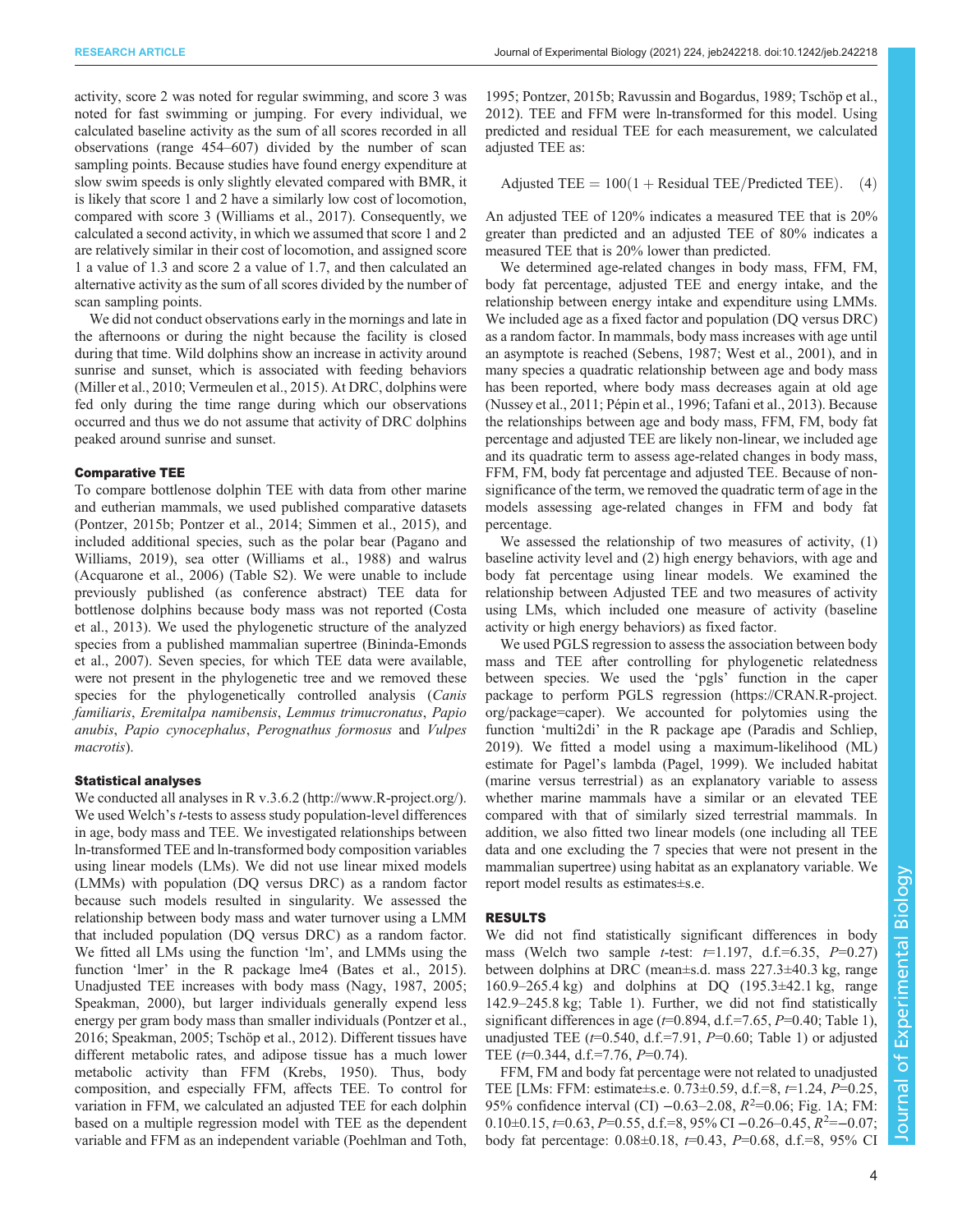activity, score 2 was noted for regular swimming, and score 3 was noted for fast swimming or jumping. For every individual, we calculated baseline activity as the sum of all scores recorded in all observations (range 454–607) divided by the number of scan sampling points. Because studies have found energy expenditure at slow swim speeds is only slightly elevated compared with BMR, it is likely that score 1 and 2 have a similarly low cost of locomotion, compared with score 3 (Williams et al., 2017). Consequently, we calculated a second activity, in which we assumed that score 1 and 2 are relatively similar in their cost of locomotion, and assigned score 1 a value of 1.3 and score 2 a value of 1.7, and then calculated an alternative activity as the sum of all scores divided by the number of scan sampling points.

We did not conduct observations early in the mornings and late in the afternoons or during the night because the facility is closed during that time. Wild dolphins show an increase in activity around sunrise and sunset, which is associated with feeding behaviors (Miller et al., 2010; Vermeulen et al., 2015). At DRC, dolphins were fed only during the time range during which our observations occurred and thus we do not assume that activity of DRC dolphins peaked around sunrise and sunset.

### Comparative TEE

To compare bottlenose dolphin TEE with data from other marine and eutherian mammals, we used published comparative datasets (Pontzer, 2015b; Pontzer et al., 2014; Simmen et al., 2015), and included additional species, such as the polar bear (Pagano and Williams, 2019), sea otter (Williams et al., 1988) and walrus (Acquarone et al., 2006) (Table S2). We were unable to include previously published (as conference abstract) TEE data for bottlenose dolphins because body mass was not reported (Costa et al., 2013). We used the phylogenetic structure of the analyzed species from a published mammalian supertree (Bininda-Emonds et al., 2007). Seven species, for which TEE data were available, were not present in the phylogenetic tree and we removed these species for the phylogenetically controlled analysis (*Canis familiaris*, *Eremitalpa namibensis*, *Lemmus trimucronatus*, *Papio anubis*, *Papio cynocephalus*, *Perognathus formosus* and *Vulpes macrotis*).

### Statistical analyses

We conducted all analyses in R v.3.6.2 (http://www.R-project.org/). We used Welch's *t*-tests to assess study population-level differences in age, body mass and TEE. We investigated relationships between ln-transformed TEE and ln-transformed body composition variables using linear models (LMs). We did not use linear mixed models (LMMs) with population (DQ versus DRC) as a random factor because such models resulted in singularity. We assessed the relationship between body mass and water turnover using a LMM that included population (DQ versus DRC) as a random factor. We fitted all LMs using the function 'lm', and LMMs using the function 'lmer' in the R package lme4 (Bates et al., 2015). Unadjusted TEE increases with body mass (Nagy, 1987, 2005; Speakman, 2000), but larger individuals generally expend less energy per gram body mass than smaller individuals (Pontzer et al., 2016; Speakman, 2005; Tschöp et al., 2012). Different tissues have different metabolic rates, and adipose tissue has a much lower metabolic activity than FFM (Krebs, 1950). Thus, body composition, and especially FFM, affects TEE. To control for variation in FFM, we calculated an adjusted TEE for each dolphin based on a multiple regression model with TEE as the dependent variable and FFM as an independent variable (Poehlman and Toth, 1995; Pontzer, 2015b; Ravussin and Bogardus, 1989; Tschöp et al., 2012). TEE and FFM were ln-transformed for this model. Using predicted and residual TEE for each measurement, we calculated adjusted TEE as:

$$\text{Adjusted TEE} = 100(1 + \text{Residual TEE}/\text{Predicted TEE}). \quad (4)$$

An adjusted TEE of 120% indicates a measured TEE that is 20% greater than predicted and an adjusted TEE of 80% indicates a measured TEE that is 20% lower than predicted.

We determined age-related changes in body mass, FFM, FM, body fat percentage, adjusted TEE and energy intake, and the relationship between energy intake and expenditure using LMMs. We included age as a fixed factor and population (DQ versus DRC) as a random factor. In mammals, body mass increases with age until an asymptote is reached (Sebens, 1987; West et al., 2001), and in many species a quadratic relationship between age and body mass has been reported, where body mass decreases again at old age (Nussey et al., 2011; Pépin et al., 1996; Tafani et al., 2013). Because the relationships between age and body mass, FFM, FM, body fat percentage and adjusted TEE are likely non-linear, we included age and its quadratic term to assess age-related changes in body mass, FFM, FM, body fat percentage and adjusted TEE. Because of non-significance of the term, we removed the quadratic term of age in the models assessing age-related changes in FFM and body fat percentage.

We assessed the relationship of two measures of activity, (1) baseline activity level and (2) high energy behaviors, with age and body fat percentage using linear models. We examined the relationship between Adjusted TEE and two measures of activity using LMs, which included one measure of activity (baseline activity or high energy behaviors) as fixed factor.

We used PGLS regression to assess the association between body mass and TEE after controlling for phylogenetic relatedness between species. We used the 'pgls' function in the caper package to perform PGLS regression (https://CRAN.R-project.org/package=caper). We accounted for polytomies using the function 'multi2di' in the R package ape (Paradis and Schliep, 2019). We fitted a model using a maximum-likelihood (ML) estimate for Pagel's lambda (Pagel, 1999). We included habitat (marine versus terrestrial) as an explanatory variable to assess whether marine mammals have a similar or an elevated TEE compared with that of similarly sized terrestrial mammals. In addition, we also fitted two linear models (one including all TEE data and one excluding the 7 species that were not present in the mammalian supertree) using habitat as an explanatory variable. We report model results as estimates±s.e.

## RESULTS

We did not find statistically significant differences in body mass (Welch two sample *t*-test: $t$=1.197, d.f.=6.35, $P$=0.27) between dolphins at DRC (mean±s.d. mass 227.3±40.3 kg, range 160.9–265.4 kg) and dolphins at DQ (195.3±42.1 kg, range 142.9–245.8 kg; Table 1). Further, we did not find statistically significant differences in age ($t$=0.894, d.f.=7.65, $P$=0.40; Table 1), unadjusted TEE ($t$=0.540, d.f.=7.91, $P$=0.60; Table 1) or adjusted TEE ($t$=0.344, d.f.=7.76, $P$=0.74).

FFM, FM and body fat percentage were not related to unadjusted TEE [LMs: FFM: estimate±s.e. 0.73±0.59, d.f.=8, $t$=1.24, $P$=0.25, 95% confidence interval (CI) −0.63–2.08, $R^2$=0.06; Fig. 1A; FM: 0.10±0.15, $t$=0.63, $P$=0.55, d.f.=8, 95% CI −0.26–0.45, $R^2$=−0.07; body fat percentage: 0.08±0.18, $t$=0.43, $P$=0.68, d.f.=8, 95% CI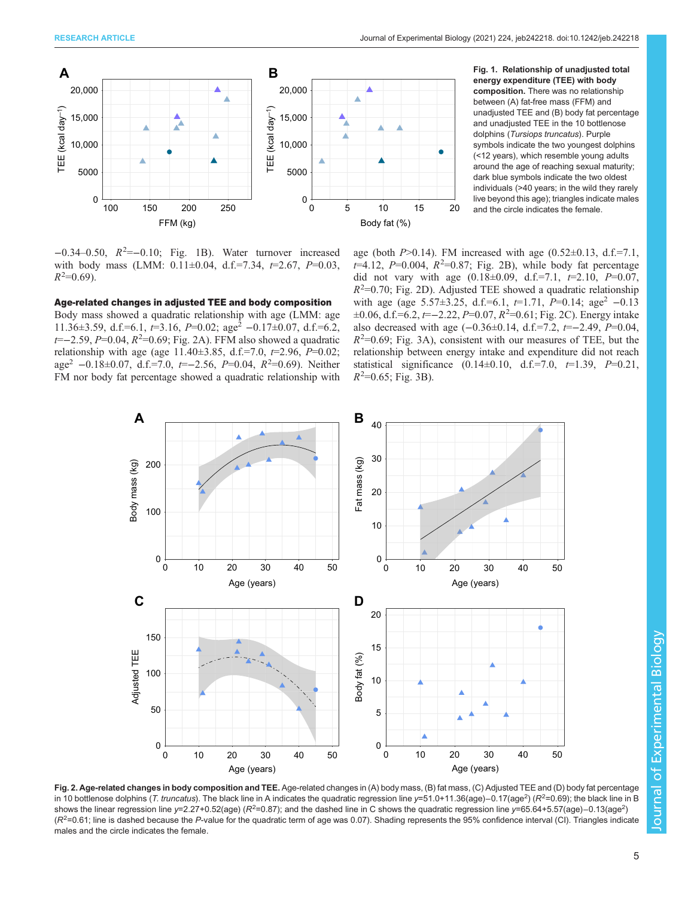**Fig. 1. Relationship of unadjusted total energy expenditure (TEE) with body composition.** There was no relationship between (A) fat-free mass (FFM) and unadjusted TEE and (B) body fat percentage and unadjusted TEE in the 10 bottlenose dolphins (*Tursiops truncatus*). Purple symbols indicate the two youngest dolphins (<12 years), which resemble young adults around the age of reaching sexual maturity; dark blue symbols indicate the two oldest individuals (>40 years; in the wild they rarely live beyond this age); triangles indicate males and the circle indicates the female.

−0.34–0.50, $R^2$=−0.10; Fig. 1B). Water turnover increased with body mass (LMM: 0.11±0.04, d.f.=7.34, $t$=2.67, $P$=0.03, $R^2$=0.69).

### Age-related changes in adjusted TEE and body composition

Body mass showed a quadratic relationship with age (LMM: age 11.36±3.59, d.f.=6.1, $t$=3.16, $P$=0.02; age$^2$ −0.17±0.07, d.f.=6.2, $t$=−2.59, $P$=0.04, $R^2$=0.69; Fig. 2A). FFM also showed a quadratic relationship with age (age 11.40±3.85, d.f.=7.0, $t$=2.96, $P$=0.02; age$^2$ −0.18±0.07, d.f.=7.0, $t$=−2.56, $P$=0.04, $R^2$=0.69). Neither FM nor body fat percentage showed a quadratic relationship with age (both $P$>0.14). FM increased with age (0.52±0.13, d.f.=7.1, $t$=4.12, $P$=0.004, $R^2$=0.87; Fig. 2B), while body fat percentage did not vary with age (0.18±0.09, d.f.=7.1, $t$=2.10, $P$=0.07, $R^2$=0.70; Fig. 2D). Adjusted TEE showed a quadratic relationship with age (age 5.57±3.25, d.f.=6.1, $t$=1.71, $P$=0.14; age$^2$ −0.13 ±0.06, d.f.=6.2, $t$=−2.22, $P$=0.07, $R^2$=0.61; Fig. 2C). Energy intake also decreased with age (−0.36±0.14, d.f.=7.2, $t$=−2.49, $P$=0.04, $R^2$=0.69; Fig. 3A), consistent with our measures of TEE, but the relationship between energy intake and expenditure did not reach statistical significance (0.14±0.10, d.f.=7.0, $t$=1.39, $P$=0.21, $R^2$=0.65; Fig. 3B).

**Fig. 2. Age-related changes in body composition and TEE.** Age-related changes in (A) body mass, (B) fat mass, (C) Adjusted TEE and (D) body fat percentage in 10 bottlenose dolphins (*T. truncatus*). The black line in A indicates the quadratic regression line $y$=51.0+11.36(age)−0.17(age$^2$) ($R^2$=0.69); the black line in B shows the linear regression line $y$=2.27+0.52(age) ($R^2$=0.87); and the dashed line in C shows the quadratic regression line $y$=65.64+5.57(age)−0.13(age$^2$) ($R^2$=0.61; line is dashed because the $P$-value for the quadratic term of age was 0.07). Shading represents the 95% confidence interval (CI). Triangles indicate males and the circle indicates the female.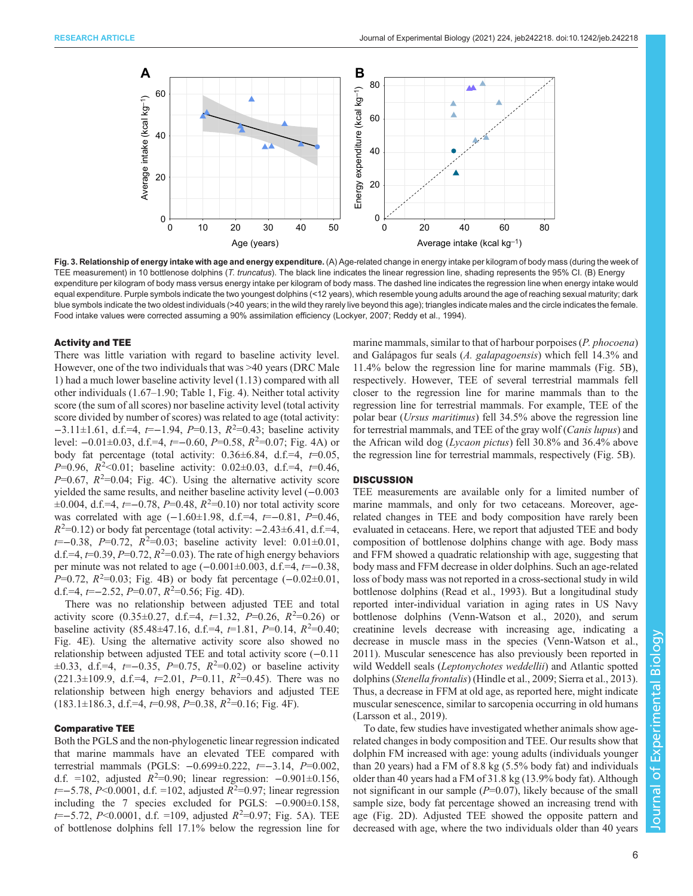**Fig. 3. Relationship of energy intake with age and energy expenditure.** (A) Age-related change in energy intake per kilogram of body mass (during the week of TEE measurement) in 10 bottlenose dolphins (*T. truncatus*). The black line indicates the linear regression line, shading represents the 95% CI. (B) Energy expenditure per kilogram of body mass versus energy intake per kilogram of body mass. The dashed line indicates the regression line when energy intake would equal expenditure. Purple symbols indicate the two youngest dolphins (<12 years), which resemble young adults around the age of reaching sexual maturity; dark blue symbols indicate the two oldest individuals (>40 years; in the wild they rarely live beyond this age); triangles indicate males and the circle indicates the female. Food intake values were corrected assuming a 90% assimilation efficiency (Lockyer, 2007; Reddy et al., 1994).

### Activity and TEE

There was little variation with regard to baseline activity level. However, one of the two individuals that was >40 years (DRC Male 1) had a much lower baseline activity level (1.13) compared with all other individuals (1.67–1.90; Table 1, Fig. 4). Neither total activity score (the sum of all scores) nor baseline activity level (total activity score divided by number of scores) was related to age (total activity: −3.11±1.61, d.f.=4, $t$=−1.94, $P$=0.13, $R^2$=0.43; baseline activity level: −0.01±0.03, d.f.=4, $t$=−0.60, $P$=0.58, $R^2$=0.07; Fig. 4A) or body fat percentage (total activity: 0.36±6.84, d.f.=4, $t$=0.05, $P$=0.96, $R^2$<0.01; baseline activity: 0.02±0.03, d.f.=4, $t$=0.46, $P$=0.67, $R^2$=0.04; Fig. 4C). Using the alternative activity score yielded the same results, and neither baseline activity level (−0.003 ±0.004, d.f.=4, $t$=−0.78, $P$=0.48, $R^2$=0.10) nor total activity score was correlated with age (−1.60±1.98, d.f.=4, $t$=−0.81, $P$=0.46, $R^2$=0.12) or body fat percentage (total activity: −2.43±6.41, d.f.=4, $t$=−0.38, $P$=0.72, $R^2$=0.03; baseline activity level: 0.01±0.01, d.f.=4, $t$=0.39, $P$=0.72, $R^2$=0.03). The rate of high energy behaviors per minute was not related to age (−0.001±0.003, d.f.=4, $t$=−0.38, $P$=0.72, $R^2$=0.03; Fig. 4B) or body fat percentage (−0.02±0.01, d.f.=4, $t$=−2.52, $P$=0.07, $R^2$=0.56; Fig. 4D).

There was no relationship between adjusted TEE and total activity score (0.35±0.27, d.f.=4, $t$=1.32, $P$=0.26, $R^2$=0.26) or baseline activity (85.48±47.16, d.f.=4, $t$=1.81, $P$=0.14, $R^2$=0.40; Fig. 4E). Using the alternative activity score also showed no relationship between adjusted TEE and total activity score (−0.11 ±0.33, d.f.=4, $t$=−0.35, $P$=0.75, $R^2$=0.02) or baseline activity (221.3±109.9, d.f.=4, $t$=2.01, $P$=0.11, $R^2$=0.45). There was no relationship between high energy behaviors and adjusted TEE (183.1±186.3, d.f.=4, $t$=0.98, $P$=0.38, $R^2$=0.16; Fig. 4F).

### Comparative TEE

Both the PGLS and the non-phylogenetic linear regression indicated that marine mammals have an elevated TEE compared with terrestrial mammals (PGLS: −0.699±0.222, $t$=−3.14, $P$=0.002, d.f. =102, adjusted $R^2$=0.90; linear regression: −0.901±0.156, $t$=−5.78, $P$<0.0001, d.f. =102, adjusted $R^2$=0.97; linear regression including the 7 species excluded for PGLS: −0.900±0.158, $t$=−5.72, $P$<0.0001, d.f. =109, adjusted $R^2$=0.97; Fig. 5A). TEE of bottlenose dolphins fell 17.1% below the regression line for marine mammals, similar to that of harbour porpoises (*P. phocoena*) and Galápagos fur seals (*A. galapagoensis*) which fell 14.3% and 11.4% below the regression line for marine mammals (Fig. 5B), respectively. However, TEE of several terrestrial mammals fell closer to the regression line for marine mammals than to the regression line for terrestrial mammals. For example, TEE of the polar bear (*Ursus maritimus*) fell 34.5% above the regression line for terrestrial mammals, and TEE of the gray wolf (*Canis lupus*) and the African wild dog (*Lycaon pictus*) fell 30.8% and 36.4% above the regression line for terrestrial mammals, respectively (Fig. 5B).

## DISCUSSION

TEE measurements are available only for a limited number of marine mammals, and only for two cetaceans. Moreover, age-related changes in TEE and body composition have rarely been evaluated in cetaceans. Here, we report that adjusted TEE and body composition of bottlenose dolphins change with age. Body mass and FFM showed a quadratic relationship with age, suggesting that body mass and FFM decrease in older dolphins. Such an age-related loss of body mass was not reported in a cross-sectional study in wild bottlenose dolphins (Read et al., 1993). But a longitudinal study reported inter-individual variation in aging rates in US Navy bottlenose dolphins (Venn-Watson et al., 2020), and serum creatinine levels decrease with increasing age, indicating a decrease in muscle mass in the species (Venn-Watson et al., 2011). Muscular senescence has also previously been reported in wild Weddell seals (*Leptonychotes weddellii*) and Atlantic spotted dolphins (*Stenella frontalis*) (Hindle et al., 2009; Sierra et al., 2013). Thus, a decrease in FFM at old age, as reported here, might indicate muscular senescence, similar to sarcopenia occurring in old humans (Larsson et al., 2019).

To date, few studies have investigated whether animals show age-related changes in body composition and TEE. Our results show that dolphin FM increased with age: young adults (individuals younger than 20 years) had a FM of 8.8 kg (5.5% body fat) and individuals older than 40 years had a FM of 31.8 kg (13.9% body fat). Although not significant in our sample ($P$=0.07), likely because of the small sample size, body fat percentage showed an increasing trend with age (Fig. 2D). Adjusted TEE showed the opposite pattern and decreased with age, where the two individuals older than 40 years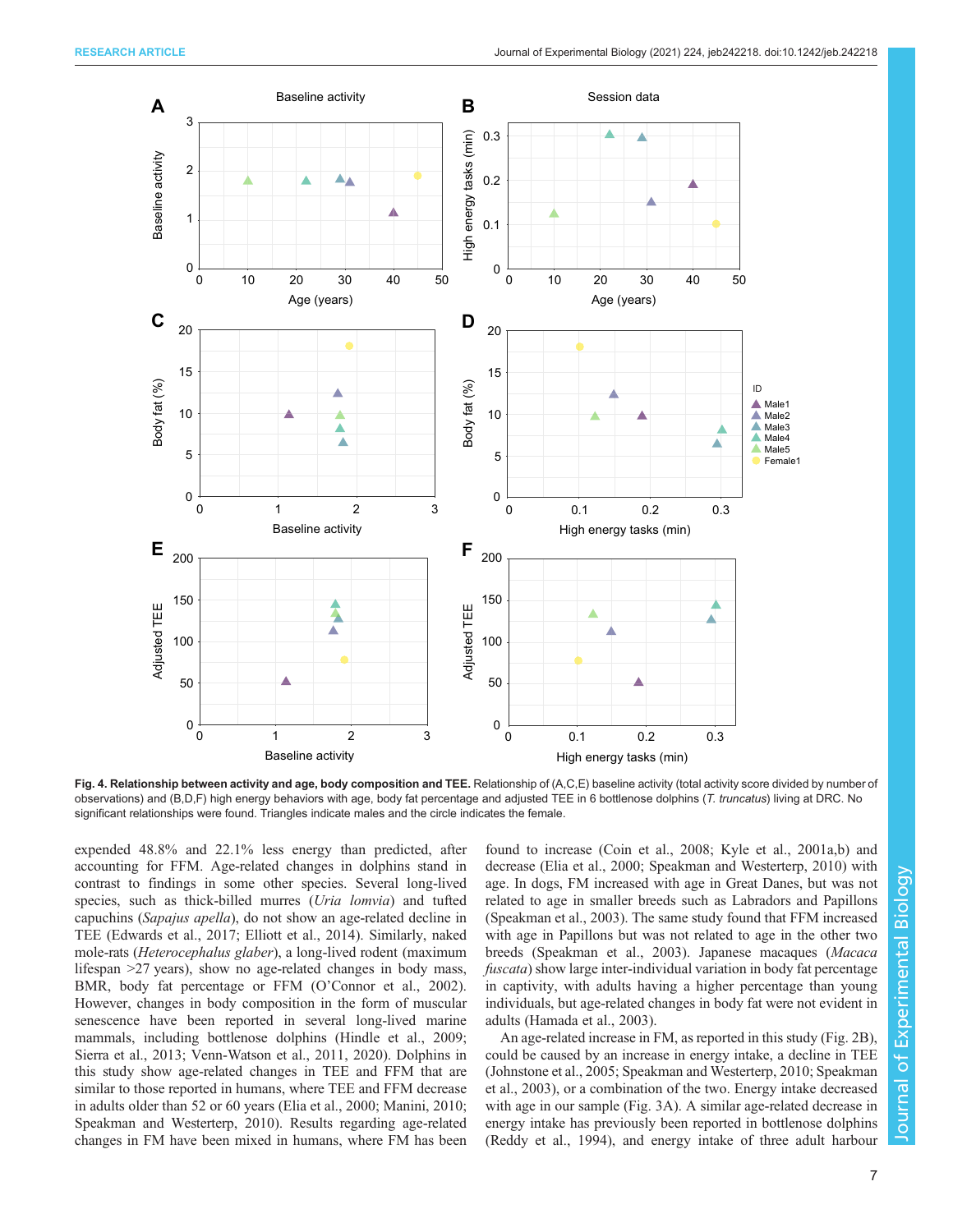**Fig. 4. Relationship between activity and age, body composition and TEE.** Relationship of (A,C,E) baseline activity (total activity score divided by number of observations) and (B,D,F) high energy behaviors with age, body fat percentage and adjusted TEE in 6 bottlenose dolphins (*T. truncatus*) living at DRC. No significant relationships were found. Triangles indicate males and the circle indicates the female.

expended 48.8% and 22.1% less energy than predicted, after accounting for FFM. Age-related changes in dolphins stand in contrast to findings in some other species. Several long-lived species, such as thick-billed murres (*Uria lomvia*) and tufted capuchins (*Sapajus apella*), do not show an age-related decline in TEE (Edwards et al., 2017; Elliott et al., 2014). Similarly, naked mole-rats (*Heterocephalus glaber*), a long-lived rodent (maximum lifespan >27 years), show no age-related changes in body mass, BMR, body fat percentage or FFM (O'Connor et al., 2002). However, changes in body composition in the form of muscular senescence have been reported in several long-lived marine mammals, including bottlenose dolphins (Hindle et al., 2009; Sierra et al., 2013; Venn-Watson et al., 2011, 2020). Dolphins in this study show age-related changes in TEE and FFM that are similar to those reported in humans, where TEE and FFM decrease in adults older than 52 or 60 years (Elia et al., 2000; Manini, 2010; Speakman and Westerterp, 2010). Results regarding age-related changes in FM have been mixed in humans, where FM has been found to increase (Coin et al., 2008; Kyle et al., 2001a,b) and decrease (Elia et al., 2000; Speakman and Westerterp, 2010) with age. In dogs, FM increased with age in Great Danes, but was not related to age in smaller breeds such as Labradors and Papillons (Speakman et al., 2003). The same study found that FFM increased with age in Papillons but was not related to age in the other two breeds (Speakman et al., 2003). Japanese macaques (*Macaca fuscata*) show large inter-individual variation in body fat percentage in captivity, with adults having a higher percentage than young individuals, but age-related changes in body fat were not evident in adults (Hamada et al., 2003).

An age-related increase in FM, as reported in this study (Fig. 2B), could be caused by an increase in energy intake, a decline in TEE (Johnstone et al., 2005; Speakman and Westerterp, 2010; Speakman et al., 2003), or a combination of the two. Energy intake decreased with age in our sample (Fig. 3A). A similar age-related decrease in energy intake has previously been reported in bottlenose dolphins (Reddy et al., 1994), and energy intake of three adult harbour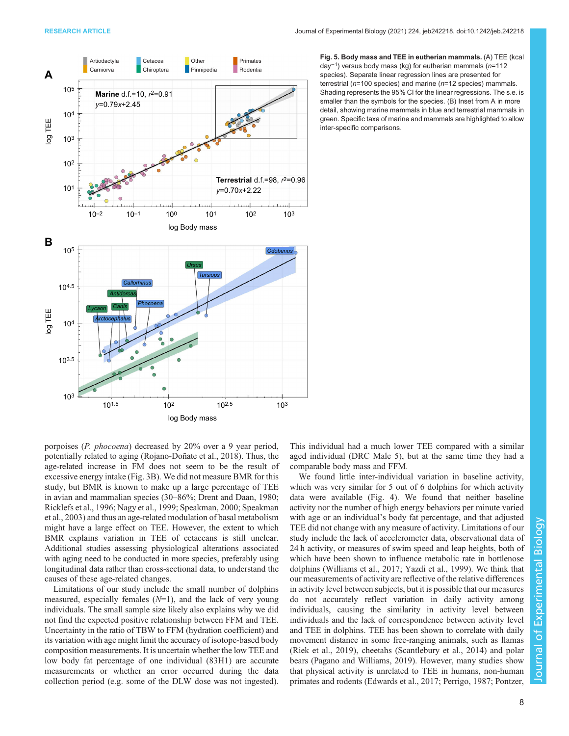Fig. 5. Body mass and TEE in eutherian mammals. (A) TEE (kcal day$^{-1}$) versus body mass (kg) for eutherian mammals ($n$=112 species). Separate linear regression lines are presented for terrestrial ($n$=100 species) and marine ($n$=12 species) mammals. Shading represents the 95% CI for the linear regressions. The s.e. is smaller than the symbols for the species. (B) Inset from A in more detail, showing marine mammals in blue and terrestrial mammals in green. Specific taxa of marine and mammals are highlighted to allow inter-specific comparisons.

porpoises (*P. phocoena*) decreased by 20% over a 9 year period, potentially related to aging (Rojano-Doñate et al., 2018). Thus, the age-related increase in FM does not seem to be the result of excessive energy intake (Fig. 3B). We did not measure BMR for this study, but BMR is known to make up a large percentage of TEE in avian and mammalian species (30–86%; Drent and Daan, 1980; Ricklefs et al., 1996; Nagy et al., 1999; Speakman, 2000; Speakman et al., 2003) and thus an age-related modulation of basal metabolism might have a large effect on TEE. However, the extent to which BMR explains variation in TEE of cetaceans is still unclear. Additional studies assessing physiological alterations associated with aging need to be conducted in more species, preferably using longitudinal data rather than cross-sectional data, to understand the causes of these age-related changes.

Limitations of our study include the small number of dolphins measured, especially females ($N$=1), and the lack of very young individuals. The small sample size likely also explains why we did not find the expected positive relationship between FFM and TEE. Uncertainty in the ratio of TBW to FFM (hydration coefficient) and its variation with age might limit the accuracy of isotope-based body composition measurements. It is uncertain whether the low TEE and low body fat percentage of one individual (83H1) are accurate measurements or whether an error occurred during the data collection period (e.g. some of the DLW dose was not ingested). This individual had a much lower TEE compared with a similar aged individual (DRC Male 5), but at the same time they had a comparable body mass and FFM.

We found little inter-individual variation in baseline activity, which was very similar for 5 out of 6 dolphins for which activity data were available (Fig. 4). We found that neither baseline activity nor the number of high energy behaviors per minute varied with age or an individual's body fat percentage, and that adjusted TEE did not change with any measure of activity. Limitations of our study include the lack of accelerometer data, observational data of 24 h activity, or measures of swim speed and leap heights, both of which have been shown to influence metabolic rate in bottlenose dolphins (Williams et al., 2017; Yazdi et al., 1999). We think that our measurements of activity are reflective of the relative differences in activity level between subjects, but it is possible that our measures do not accurately reflect variation in daily activity among individuals, causing the similarity in activity level between individuals and the lack of correspondence between activity level and TEE in dolphins. TEE has been shown to correlate with daily movement distance in some free-ranging animals, such as llamas (Riek et al., 2019), cheetahs (Scantlebury et al., 2014) and polar bears (Pagano and Williams, 2019). However, many studies show that physical activity is unrelated to TEE in humans, non-human primates and rodents (Edwards et al., 2017; Perrigo, 1987; Pontzer,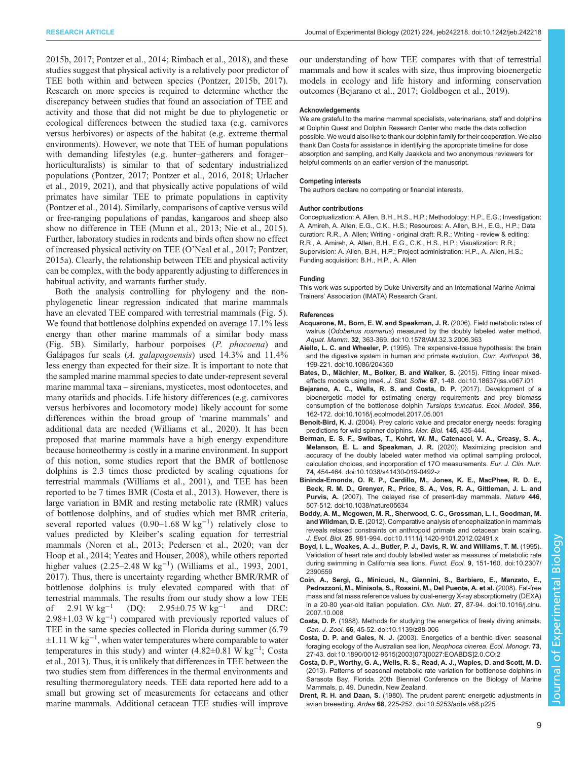2015b, 2017; Pontzer et al., 2014; Rimbach et al., 2018), and these studies suggest that physical activity is a relatively poor predictor of TEE both within and between species (Pontzer, 2015b, 2017). Research on more species is required to determine whether the discrepancy between studies that found an association of TEE and activity and those that did not might be due to phylogenetic or ecological differences between the studied taxa (e.g. carnivores versus herbivores) or aspects of the habitat (e.g. extreme thermal environments). However, we note that TEE of human populations with demanding lifestyles (e.g. hunter–gatherers and forager–horticulturalists) is similar to that of sedentary industrialized populations (Pontzer, 2017; Pontzer et al., 2016, 2018; Urlacher et al., 2019, 2021), and that physically active populations of wild primates have similar TEE to primate populations in captivity (Pontzer et al., 2014). Similarly, comparisons of captive versus wild or free-ranging populations of pandas, kangaroos and sheep also show no difference in TEE (Munn et al., 2013; Nie et al., 2015). Further, laboratory studies in rodents and birds often show no effect of increased physical activity on TEE (O'Neal et al., 2017; Pontzer, 2015a). Clearly, the relationship between TEE and physical activity can be complex, with the body apparently adjusting to differences in habitual activity, and warrants further study.

Both the analysis controlling for phylogeny and the non-phylogenetic linear regression indicated that marine mammals have an elevated TEE compared with terrestrial mammals (Fig. 5). We found that bottlenose dolphins expended on average 17.1% less energy than other marine mammals of a similar body mass (Fig. 5B). Similarly, harbour porpoises (*P. phocoena*) and Galápagos fur seals (*A. galapagoensis*) used 14.3% and 11.4% less energy than expected for their size. It is important to note that the sampled marine mammal species to date under-represent several marine mammal taxa – sirenians, mysticetes, most odontocetes, and many otariids and phocids. Life history differences (e.g. carnivores versus herbivores and locomotory mode) likely account for some differences within the broad group of 'marine mammals' and additional data are needed (Williams et al., 2020). It has been proposed that marine mammals have a high energy expenditure because homeothermy is costly in a marine environment. In support of this notion, some studies report that the BMR of bottlenose dolphins is 2.3 times those predicted by scaling equations for terrestrial mammals (Williams et al., 2001), and TEE has been reported to be 7 times BMR (Costa et al., 2013). However, there is large variation in BMR and resting metabolic rate (RMR) values of bottlenose dolphins, and of studies which met BMR criteria, several reported values (0.90–1.68 W $kg^{-1}$) relatively close to values predicted by Kleiber's scaling equation for terrestrial mammals (Noren et al., 2013; Pedersen et al., 2020; van der Hoop et al., 2014; Yeates and Houser, 2008), while others reported higher values (2.25–2.48 W $kg^{-1}$) (Williams et al., 1993, 2001, 2017). Thus, there is uncertainty regarding whether BMR/RMR of bottlenose dolphins is truly elevated compared with that of terrestrial mammals. The results from our study show a low TEE of 2.91 W $kg^{-1}$ (DQ: 2.95±0.75 W $kg^{-1}$ and DRC: 2.98±1.03 W $kg^{-1}$) compared with previously reported values of TEE in the same species collected in Florida during summer (6.79 ±1.11 W $kg^{-1}$, when water temperatures where comparable to water temperatures in this study) and winter (4.82±0.81 W $kg^{-1}$; Costa et al., 2013). Thus, it is unlikely that differences in TEE between the two studies stem from differences in the thermal environments and resulting thermoregulatory needs. TEE data reported here add to a small but growing set of measurements for cetaceans and other marine mammals. Additional cetacean TEE studies will improve our understanding of how TEE compares with that of terrestrial mammals and how it scales with size, thus improving bioenergetic models in ecology and life history and informing conservation outcomes (Bejarano et al., 2017; Goldbogen et al., 2019).

#### Acknowledgements

We are grateful to the marine mammal specialists, veterinarians, staff and dolphins at Dolphin Quest and Dolphin Research Center who made the data collection possible. We would also like to thank our dolphin family for their cooperation. We also thank Dan Costa for assistance in identifying the appropriate timeline for dose absorption and sampling, and Kelly Jaakkola and two anonymous reviewers for helpful comments on an earlier version of the manuscript.

#### Competing interests

The authors declare no competing or financial interests.

#### Author contributions

Conceptualization: A. Allen, B.H., H.S., H.P.; Methodology: H.P., E.G.; Investigation: A. Amireh, A. Allen, E.G., C.K., H.S.; Resources: A. Allen, B.H., E.G., H.P.; Data curation: R.R., A. Allen; Writing - original draft: R.R.; Writing - review & editing: R.R., A. Amireh, A. Allen, B.H., E.G., C.K., H.S., H.P.; Visualization: R.R.; Supervision: A. Allen, B.H., H.P.; Project administration: H.P., A. Allen, H.S.; Funding acquisition: B.H., H.P., A. Allen

#### Funding

This work was supported by Duke University and an International Marine Animal Trainers' Association (IMATA) Research Grant.

#### References

**Acquarone, M., Born, E. W. and Speakman, J. R.** (2006). Field metabolic rates of walrus (*Odobenus rosmarus*) measured by the doubly labeled water method. *Aquat. Mamm.* **32**, 363-369. doi:10.1578/AM.32.3.2006.363

**Aiello, L. C. and Wheeler, P.** (1995). The expensive-tissue hypothesis: the brain and the digestive system in human and primate evolution. *Curr. Anthropol.* **36**, 199-221. doi:10.1086/204350

**Bates, D., Mächler, M., Bolker, B. and Walker, S.** (2015). Fitting linear mixed-effects models using lme4. *J. Stat. Softw.* **67**, 1-48. doi:10.18637/jss.v067.i01

**Bejarano, A. C., Wells, R. S. and Costa, D. P.** (2017). Development of a bioenergetic model for estimating energy requirements and prey biomass consumption of the bottlenose dolphin *Tursiops truncatus*. *Ecol. Modell.* **356**, 162-172. doi:10.1016/j.ecolmodel.2017.05.001

**Benoit-Bird, K. J.** (2004). Prey caloric value and predator energy needs: foraging predictions for wild spinner dolphins. *Mar. Biol.* **145**, 435-444.

**Berman, E. S. F., Swibas, T., Kohrt, W. M., Catenacci, V. A., Creasy, S. A., Melanson, E. L. and Speakman, J. R.** (2020). Maximizing precision and accuracy of the doubly labeled water method via optimal sampling protocol, calculation choices, and incorporation of 17O measurements. *Eur. J. Clin. Nutr.* **74**, 454-464. doi:10.1038/s41430-019-0492-z

**Bininda-Emonds, O. R. P., Cardillo, M., Jones, K. E., MacPhee, R. D. E., Beck, R. M. D., Grenyer, R., Price, S. A., Vos, R. A., Gittleman, J. L. and Purvis, A.** (2007). The delayed rise of present-day mammals. *Nature* **446**, 507-512. doi:10.1038/nature05634

**Boddy, A. M., Mcgowen, M. R., Sherwood, C. C., Grossman, L. I., Goodman, M. and Wildman, D. E.** (2012). Comparative analysis of encephalization in mammals reveals relaxed constraints on anthropoid primate and cetacean brain scaling. *J. Evol. Biol.* **25**, 981-994. doi:10.1111/j.1420-9101.2012.02491.x

**Boyd, I. L., Woakes, A. J., Butler, P. J., Davis, R. W. and Williams, T. M.** (1995). Validation of heart rate and doubly labelled water as measures of metabolic rate during swimming in California sea lions. *Funct. Ecol.* **9**, 151-160. doi:10.2307/2390559

**Coin, A., Sergi, G., Minicuci, N., Giannini, S., Barbiero, E., Manzato, E., Pedrazzoni, M., Minisola, S., Rossini, M., Del Puente, A. et al.** (2008). Fat-free mass and fat mass reference values by dual-energy X-ray absorptiometry (DEXA) in a 20-80 year-old Italian population. *Clin. Nutr.* **27**, 87-94. doi:10.1016/j.clnu.2007.10.008

**Costa, D. P.** (1988). Methods for studying the energetics of freely diving animals. *Can. J. Zool.* **66**, 45-52. doi:10.1139/z88-006

**Costa, D. P. and Gales, N. J.** (2003). Energetics of a benthic diver: seasonal foraging ecology of the Australian sea lion, *Neophoca cinerea*. *Ecol. Monogr.* **73**, 27-43. doi:10.1890/0012-9615(2003)073[0027:EOABDS]2.0.CO;2

**Costa, D. P., Worthy, G. A., Wells, R. S., Read, A. J., Waples, D. and Scott, M. D.** (2013). Patterns of seasonal metabolic rate variation for bottlenose dolphins in Sarasota Bay, Florida. 20th Biennial Conference on the Biology of Marine Mammals, p. 49. Dunedin, New Zealand.

**Drent, R. H. and Daan, S.** (1980). The prudent parent: energetic adjustments in avian breeeding. *Ardea* **68**, 225-252. doi:10.5253/arde.v68.p225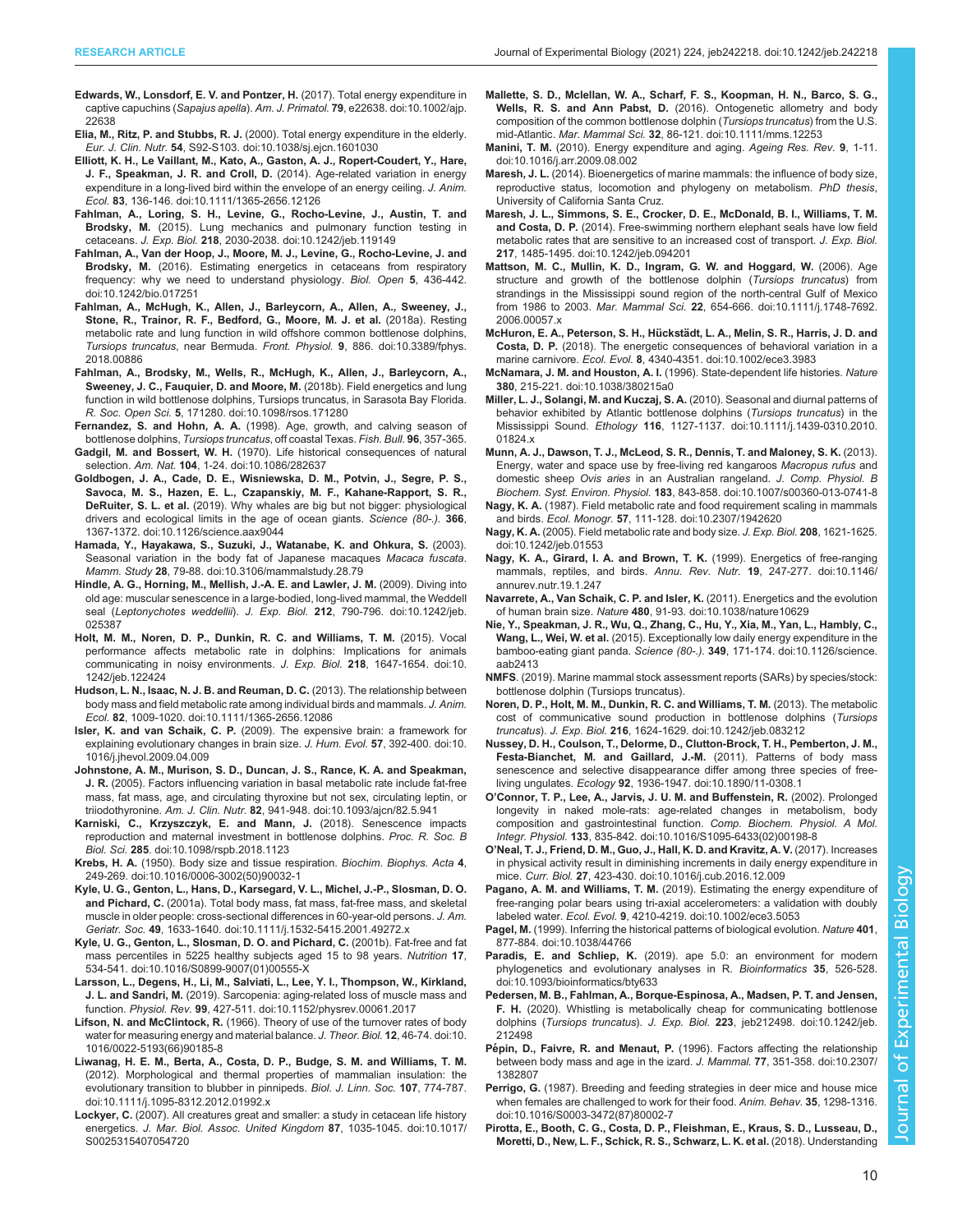**Edwards, W., Lonsdorf, E. V. and Pontzer, H.** (2017). Total energy expenditure in captive capuchins (*Sapajus apella*). *Am. J. Primatol.* **79**, e22638. doi:10.1002/ajp.22638

**Elia, M., Ritz, P. and Stubbs, R. J.** (2000). Total energy expenditure in the elderly. *Eur. J. Clin. Nutr.* **54**, S92-S103. doi:10.1038/sj.ejcn.1601030

**Elliott, K. H., Le Vaillant, M., Kato, A., Gaston, A. J., Ropert-Coudert, Y., Hare, J. F., Speakman, J. R. and Croll, D.** (2014). Age-related variation in energy expenditure in a long-lived bird within the envelope of an energy ceiling. *J. Anim. Ecol.* **83**, 136-146. doi:10.1111/1365-2656.12126

**Fahlman, A., Loring, S. H., Levine, G., Rocho-Levine, J., Austin, T. and Brodsky, M.** (2015). Lung mechanics and pulmonary function testing in cetaceans. *J. Exp. Biol.* **218**, 2030-2038. doi:10.1242/jeb.119149

**Fahlman, A., Van der Hoop, J., Moore, M. J., Levine, G., Rocho-Levine, J. and Brodsky, M.** (2016). Estimating energetics in cetaceans from respiratory frequency: why we need to understand physiology. *Biol. Open* **5**, 436-442. doi:10.1242/bio.017251

**Fahlman, A., McHugh, K., Allen, J., Barleycorn, A., Allen, A., Sweeney, J., Stone, R., Trainor, R. F., Bedford, G., Moore, M. J. et al.** (2018a). Resting metabolic rate and lung function in wild offshore common bottlenose dolphins, *Tursiops truncatus*, near Bermuda. *Front. Physiol.* **9**, 886. doi:10.3389/fphys.2018.00886

**Fahlman, A., Brodsky, M., Wells, R., McHugh, K., Allen, J., Barleycorn, A., Sweeney, J. C., Fauquier, D. and Moore, M.** (2018b). Field energetics and lung function in wild bottlenose dolphins, Tursiops truncatus, in Sarasota Bay Florida. *R. Soc. Open Sci.* **5**, 171280. doi:10.1098/rsos.171280

**Fernandez, S. and Hohn, A. A.** (1998). Age, growth, and calving season of bottlenose dolphins, *Tursiops truncatus*, off coastal Texas. *Fish. Bull.* **96**, 357-365.

**Gadgil, M. and Bossert, W. H.** (1970). Life historical consequences of natural selection. *Am. Nat.* **104**, 1-24. doi:10.1086/282637

**Goldbogen, J. A., Cade, D. E., Wisniewska, D. M., Potvin, J., Segre, P. S., Savoca, M. S., Hazen, E. L., Czapanskiy, M. F., Kahane-Rapport, S. R., DeRuiter, S. L. et al.** (2019). Why whales are big but not bigger: physiological drivers and ecological limits in the age of ocean giants. *Science (80-.).* **366**, 1367-1372. doi:10.1126/science.aax9044

**Hamada, Y., Hayakawa, S., Suzuki, J., Watanabe, K. and Ohkura, S.** (2003). Seasonal variation in the body fat of Japanese macaques *Macaca fuscata*. *Mamm. Study* **28**, 79-88. doi:10.3106/mammalstudy.28.79

**Hindle, A. G., Horning, M., Mellish, J.-A. E. and Lawler, J. M.** (2009). Diving into old age: muscular senescence in a large-bodied, long-lived mammal, the Weddell seal (*Leptonychotes weddellii*). *J. Exp. Biol.* **212**, 790-796. doi:10.1242/jeb.025387

**Holt, M. M., Noren, D. P., Dunkin, R. C. and Williams, T. M.** (2015). Vocal performance affects metabolic rate in dolphins: Implications for animals communicating in noisy environments. *J. Exp. Biol.* **218**, 1647-1654. doi:10.1242/jeb.122424

**Hudson, L. N., Isaac, N. J. B. and Reuman, D. C.** (2013). The relationship between body mass and field metabolic rate among individual birds and mammals. *J. Anim. Ecol.* **82**, 1009-1020. doi:10.1111/1365-2656.12086

**Isler, K. and van Schaik, C. P.** (2009). The expensive brain: a framework for explaining evolutionary changes in brain size. *J. Hum. Evol.* **57**, 392-400. doi:10.1016/j.jhevol.2009.04.009

**Johnstone, A. M., Murison, S. D., Duncan, J. S., Rance, K. A. and Speakman, J. R.** (2005). Factors influencing variation in basal metabolic rate include fat-free mass, fat mass, age, and circulating thyroxine but not sex, circulating leptin, or triiodothyronine. *Am. J. Clin. Nutr.* **82**, 941-948. doi:10.1093/ajcn/82.5.941

**Karniski, C., Krzyszczyk, E. and Mann, J.** (2018). Senescence impacts reproduction and maternal investment in bottlenose dolphins. *Proc. R. Soc. B Biol. Sci.* **285**. doi:10.1098/rspb.2018.1123

**Krebs, H. A.** (1950). Body size and tissue respiration. *Biochim. Biophys. Acta* **4**, 249-269. doi:10.1016/0006-3002(50)90032-1

**Kyle, U. G., Genton, L., Hans, D., Karsegard, V. L., Michel, J.-P., Slosman, D. O. and Pichard, C.** (2001a). Total body mass, fat mass, fat-free mass, and skeletal muscle in older people: cross-sectional differences in 60-year-old persons. *J. Am. Geriatr. Soc.* **49**, 1633-1640. doi:10.1111/j.1532-5415.2001.49272.x

**Kyle, U. G., Genton, L., Slosman, D. O. and Pichard, C.** (2001b). Fat-free and fat mass percentiles in 5225 healthy subjects aged 15 to 98 years. *Nutrition* **17**, 534-541. doi:10.1016/S0899-9007(01)00555-X

**Larsson, L., Degens, H., Li, M., Salviati, L., Lee, Y. I., Thompson, W., Kirkland, J. L. and Sandri, M.** (2019). Sarcopenia: aging-related loss of muscle mass and function. *Physiol. Rev.* **99**, 427-511. doi:10.1152/physrev.00061.2017

**Lifson, N. and McClintock, R.** (1966). Theory of use of the turnover rates of body water for measuring energy and material balance. *J. Theor. Biol.* **12**, 46-74. doi:10.1016/0022-5193(66)90185-8

**Liwanag, H. E. M., Berta, A., Costa, D. P., Budge, S. M. and Williams, T. M.** (2012). Morphological and thermal properties of mammalian insulation: the evolutionary transition to blubber in pinnipeds. *Biol. J. Linn. Soc.* **107**, 774-787. doi:10.1111/j.1095-8312.2012.01992.x

**Lockyer, C.** (2007). All creatures great and smaller: a study in cetacean life history energetics. *J. Mar. Biol. Assoc. United Kingdom* **87**, 1035-1045. doi:10.1017/S0025315407054720

**Mallette, S. D., Mclellan, W. A., Scharf, F. S., Koopman, H. N., Barco, S. G., Wells, R. S. and Ann Pabst, D.** (2016). Ontogenetic allometry and body composition of the common bottlenose dolphin (*Tursiops truncatus*) from the U.S. mid-Atlantic. *Mar. Mammal Sci.* **32**, 86-121. doi:10.1111/mms.12253

**Manini, T. M.** (2010). Energy expenditure and aging. *Ageing Res. Rev.* **9**, 1-11. doi:10.1016/j.arr.2009.08.002

**Maresh, J. L.** (2014). Bioenergetics of marine mammals: the influence of body size, reproductive status, locomotion and phylogeny on metabolism. *PhD thesis*, University of California Santa Cruz.

**Maresh, J. L., Simmons, S. E., Crocker, D. E., McDonald, B. I., Williams, T. M. and Costa, D. P.** (2014). Free-swimming northern elephant seals have low field metabolic rates that are sensitive to an increased cost of transport. *J. Exp. Biol.* **217**, 1485-1495. doi:10.1242/jeb.094201

**Mattson, M. C., Mullin, K. D., Ingram, G. W. and Hoggard, W.** (2006). Age structure and growth of the bottlenose dolphin (*Tursiops truncatus*) from strandings in the Mississippi sound region of the north-central Gulf of Mexico from 1986 to 2003. *Mar. Mammal Sci.* **22**, 654-666. doi:10.1111/j.1748-7692.2006.00057.x

**McHuron, E. A., Peterson, S. H., Hückstädt, L. A., Melin, S. R., Harris, J. D. and Costa, D. P.** (2018). The energetic consequences of behavioral variation in a marine carnivore. *Ecol. Evol.* **8**, 4340-4351. doi:10.1002/ece3.3983

**McNamara, J. M. and Houston, A. I.** (1996). State-dependent life histories. *Nature* **380**, 215-221. doi:10.1038/380215a0

**Miller, L. J., Solangi, M. and Kuczaj, S. A.** (2010). Seasonal and diurnal patterns of behavior exhibited by Atlantic bottlenose dolphins (*Tursiops truncatus*) in the Mississippi Sound. *Ethology* **116**, 1127-1137. doi:10.1111/j.1439-0310.2010.01824.x

**Munn, A. J., Dawson, T. J., McLeod, S. R., Dennis, T. and Maloney, S. K.** (2013). Energy, water and space use by free-living red kangaroos *Macropus rufus* and domestic sheep *Ovis aries* in an Australian rangeland. *J. Comp. Physiol. B Biochem. Syst. Environ. Physiol.* **183**, 843-858. doi:10.1007/s00360-013-0741-8

**Nagy, K. A.** (1987). Field metabolic rate and food requirement scaling in mammals and birds. *Ecol. Monogr.* **57**, 111-128. doi:10.2307/1942620

**Nagy, K. A.** (2005). Field metabolic rate and body size. *J. Exp. Biol.* **208**, 1621-1625. doi:10.1242/jeb.01553

**Nagy, K. A., Girard, I. A. and Brown, T. K.** (1999). Energetics of free-ranging mammals, reptiles, and birds. *Annu. Rev. Nutr.* **19**, 247-277. doi:10.1146/annurev.nutr.19.1.247

**Navarrete, A., Van Schaik, C. P. and Isler, K.** (2011). Energetics and the evolution of human brain size. *Nature* **480**, 91-93. doi:10.1038/nature10629

**Nie, Y., Speakman, J. R., Wu, Q., Zhang, C., Hu, Y., Xia, M., Yan, L., Hambly, C., Wang, L., Wei, W. et al.** (2015). Exceptionally low daily energy expenditure in the bamboo-eating giant panda. *Science (80-.).* **349**, 171-174. doi:10.1126/science.aab2413

**NMFS**. (2019). Marine mammal stock assessment reports (SARs) by species/stock: bottlenose dolphin (Tursiops truncatus).

**Noren, D. P., Holt, M. M., Dunkin, R. C. and Williams, T. M.** (2013). The metabolic cost of communicative sound production in bottlenose dolphins (*Tursiops truncatus*). *J. Exp. Biol.* **216**, 1624-1629. doi:10.1242/jeb.083212

**Nussey, D. H., Coulson, T., Delorme, D., Clutton-Brock, T. H., Pemberton, J. M., Festa-Bianchet, M. and Gaillard, J.-M.** (2011). Patterns of body mass senescence and selective disappearance differ among three species of free-living ungulates. *Ecology* **92**, 1936-1947. doi:10.1890/11-0308.1

**O'Connor, T. P., Lee, A., Jarvis, J. U. M. and Buffenstein, R.** (2002). Prolonged longevity in naked mole-rats: age-related changes in metabolism, body composition and gastrointestinal function. *Comp. Biochem. Physiol. A Mol. Integr. Physiol.* **133**, 835-842. doi:10.1016/S1095-6433(02)00198-8

**O'Neal, T. J., Friend, D. M., Guo, J., Hall, K. D. and Kravitz, A. V.** (2017). Increases in physical activity result in diminishing increments in daily energy expenditure in mice. *Curr. Biol.* **27**, 423-430. doi:10.1016/j.cub.2016.12.009

**Pagano, A. M. and Williams, T. M.** (2019). Estimating the energy expenditure of free-ranging polar bears using tri-axial accelerometers: a validation with doubly labeled water. *Ecol. Evol.* **9**, 4210-4219. doi:10.1002/ece3.5053

**Pagel, M.** (1999). Inferring the historical patterns of biological evolution. *Nature* **401**, 877-884. doi:10.1038/44766

**Paradis, E. and Schliep, K.** (2019). ape 5.0: an environment for modern phylogenetics and evolutionary analyses in R. *Bioinformatics* **35**, 526-528. doi:10.1093/bioinformatics/bty633

**Pedersen, M. B., Fahlman, A., Borque-Espinosa, A., Madsen, P. T. and Jensen, F. H.** (2020). Whistling is metabolically cheap for communicating bottlenose dolphins (*Tursiops truncatus*). *J. Exp. Biol.* **223**, jeb212498. doi:10.1242/jeb.212498

**Pépin, D., Faivre, R. and Menaut, P.** (1996). Factors affecting the relationship between body mass and age in the izard. *J. Mammal.* **77**, 351-358. doi:10.2307/1382807

**Perrigo, G.** (1987). Breeding and feeding strategies in deer mice and house mice when females are challenged to work for their food. *Anim. Behav.* **35**, 1298-1316. doi:10.1016/S0003-3472(87)80002-7

**Pirotta, E., Booth, C. G., Costa, D. P., Fleishman, E., Kraus, S. D., Lusseau, D., Moretti, D., New, L. F., Schick, R. S., Schwarz, L. K. et al.** (2018). Understanding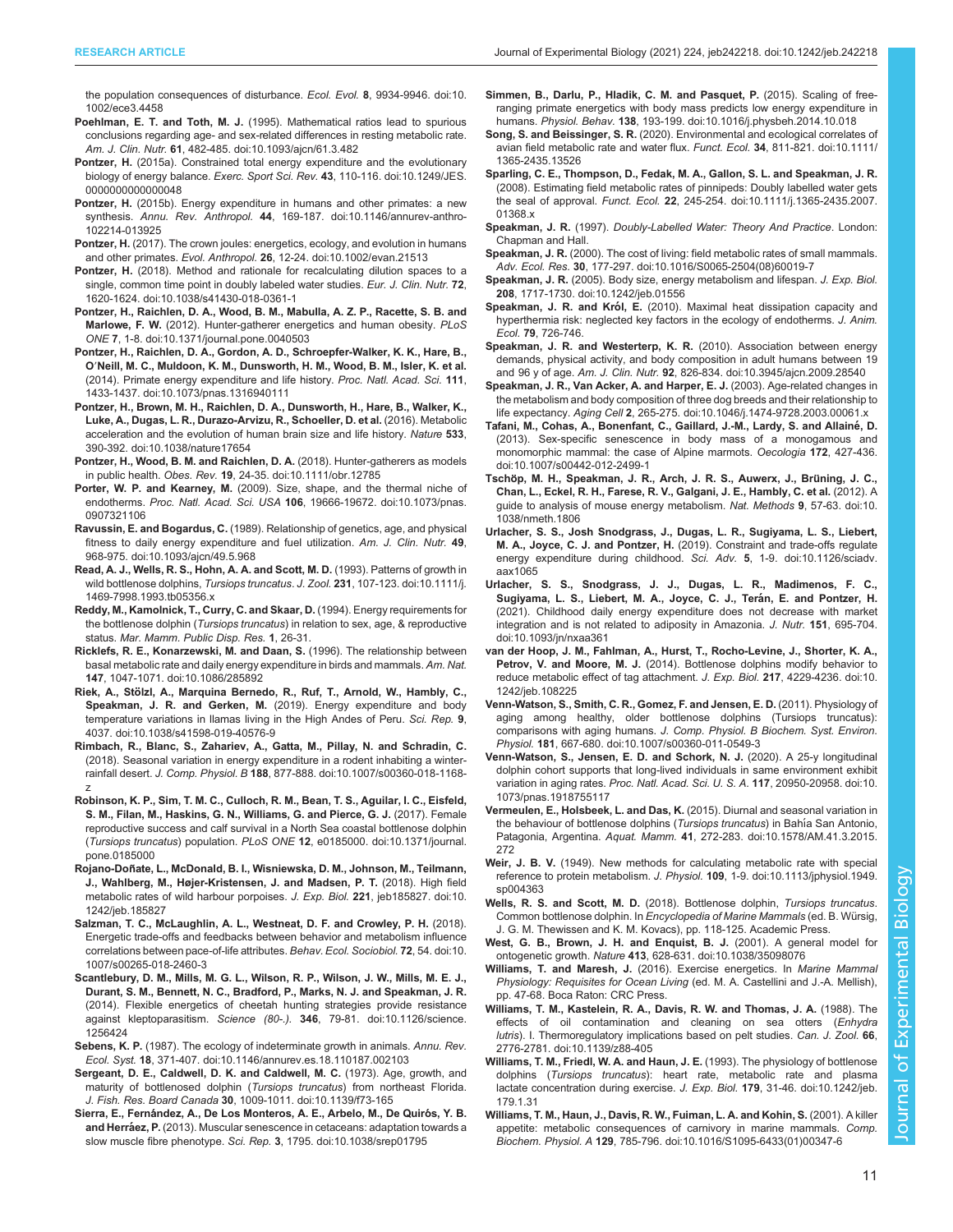the population consequences of disturbance. *Ecol. Evol.* **8**, 9934-9946. doi:10.1002/ece3.4458

**Poehlman, E. T. and Toth, M. J.** (1995). Mathematical ratios lead to spurious conclusions regarding age- and sex-related differences in resting metabolic rate. *Am. J. Clin. Nutr.* **61**, 482-485. doi:10.1093/ajcn/61.3.482

**Pontzer, H.** (2015a). Constrained total energy expenditure and the evolutionary biology of energy balance. *Exerc. Sport Sci. Rev.* **43**, 110-116. doi:10.1249/JES.0000000000000048

**Pontzer, H.** (2015b). Energy expenditure in humans and other primates: a new synthesis. *Annu. Rev. Anthropol.* **44**, 169-187. doi:10.1146/annurev-anthro-102214-013925

**Pontzer, H.** (2017). The crown joules: energetics, ecology, and evolution in humans and other primates. *Evol. Anthropol.* **26**, 12-24. doi:10.1002/evan.21513

**Pontzer, H.** (2018). Method and rationale for recalculating dilution spaces to a single, common time point in doubly labeled water studies. *Eur. J. Clin. Nutr.* **72**, 1620-1624. doi:10.1038/s41430-018-0361-1

**Pontzer, H., Raichlen, D. A., Wood, B. M., Mabulla, A. Z. P., Racette, S. B. and Marlowe, F. W.** (2012). Hunter-gatherer energetics and human obesity. *PLoS ONE* **7**, 1-8. doi:10.1371/journal.pone.0040503

**Pontzer, H., Raichlen, D. A., Gordon, A. D., Schroepfer-Walker, K. K., Hare, B., O′Neill, M. C., Muldoon, K. M., Dunsworth, H. M., Wood, B. M., Isler, K. et al.** (2014). Primate energy expenditure and life history. *Proc. Natl. Acad. Sci.* **111**, 1433-1437. doi:10.1073/pnas.1316940111

**Pontzer, H., Brown, M. H., Raichlen, D. A., Dunsworth, H., Hare, B., Walker, K., Luke, A., Dugas, L. R., Durazo-Arvizu, R., Schoeller, D. et al.** (2016). Metabolic acceleration and the evolution of human brain size and life history. *Nature* **533**, 390-392. doi:10.1038/nature17654

**Pontzer, H., Wood, B. M. and Raichlen, D. A.** (2018). Hunter-gatherers as models in public health. *Obes. Rev.* **19**, 24-35. doi:10.1111/obr.12785

**Porter, W. P. and Kearney, M.** (2009). Size, shape, and the thermal niche of endotherms. *Proc. Natl. Acad. Sci. USA* **106**, 19666-19672. doi:10.1073/pnas.0907321106

**Ravussin, E. and Bogardus, C.** (1989). Relationship of genetics, age, and physical fitness to daily energy expenditure and fuel utilization. *Am. J. Clin. Nutr.* **49**, 968-975. doi:10.1093/ajcn/49.5.968

**Read, A. J., Wells, R. S., Hohn, A. A. and Scott, M. D.** (1993). Patterns of growth in wild bottlenose dolphins, *Tursiops truncatus*. *J. Zool.* **231**, 107-123. doi:10.1111/j.1469-7998.1993.tb05356.x

**Reddy, M., Kamolnick, T., Curry, C. and Skaar, D.** (1994). Energy requirements for the bottlenose dolphin (*Tursiops truncatus*) in relation to sex, age, & reproductive status. *Mar. Mamm. Public Disp. Res.* **1**, 26-31.

**Ricklefs, R. E., Konarzewski, M. and Daan, S.** (1996). The relationship between basal metabolic rate and daily energy expenditure in birds and mammals. *Am. Nat.* **147**, 1047-1071. doi:10.1086/285892

**Riek, A., Stölzl, A., Marquina Bernedo, R., Ruf, T., Arnold, W., Hambly, C., Speakman, J. R. and Gerken, M.** (2019). Energy expenditure and body temperature variations in llamas living in the High Andes of Peru. *Sci. Rep.* **9**, 4037. doi:10.1038/s41598-019-40576-9

**Rimbach, R., Blanc, S., Zahariev, A., Gatta, M., Pillay, N. and Schradin, C.** (2018). Seasonal variation in energy expenditure in a rodent inhabiting a winter-rainfall desert. *J. Comp. Physiol. B* **188**, 877-888. doi:10.1007/s00360-018-1168-z

**Robinson, K. P., Sim, T. M. C., Culloch, R. M., Bean, T. S., Aguilar, I. C., Eisfeld, S. M., Filan, M., Haskins, G. N., Williams, G. and Pierce, G. J.** (2017). Female reproductive success and calf survival in a North Sea coastal bottlenose dolphin (*Tursiops truncatus*) population. *PLoS ONE* **12**, e0185000. doi:10.1371/journal.pone.0185000

**Rojano-Doñate, L., McDonald, B. I., Wisniewska, D. M., Johnson, M., Teilmann, J., Wahlberg, M., Højer-Kristensen, J. and Madsen, P. T.** (2018). High field metabolic rates of wild harbour porpoises. *J. Exp. Biol.* **221**, jeb185827. doi:10.1242/jeb.185827

**Salzman, T. C., McLaughlin, A. L., Westneat, D. F. and Crowley, P. H.** (2018). Energetic trade-offs and feedbacks between behavior and metabolism influence correlations between pace-of-life attributes. *Behav. Ecol. Sociobiol.* **72**, 54. doi:10.1007/s00265-018-2460-3

**Scantlebury, D. M., Mills, M. G. L., Wilson, R. P., Wilson, J. W., Mills, M. E. J., Durant, S. M., Bennett, N. C., Bradford, P., Marks, N. J. and Speakman, J. R.** (2014). Flexible energetics of cheetah hunting strategies provide resistance against kleptoparasitism. *Science (80-.).* **346**, 79-81. doi:10.1126/science.1256424

**Sebens, K. P.** (1987). The ecology of indeterminate growth in animals. *Annu. Rev. Ecol. Syst.* **18**, 371-407. doi:10.1146/annurev.es.18.110187.002103

**Sergeant, D. E., Caldwell, D. K. and Caldwell, M. C.** (1973). Age, growth, and maturity of bottlenosed dolphin (*Tursiops truncatus*) from northeast Florida. *J. Fish. Res. Board Canada* **30**, 1009-1011. doi:10.1139/f73-165

**Sierra, E., Fernández, A., De Los Monteros, A. E., Arbelo, M., De Quirós, Y. B. and Herráez, P.** (2013). Muscular senescence in cetaceans: adaptation towards a slow muscle fibre phenotype. *Sci. Rep.* **3**, 1795. doi:10.1038/srep01795

**Simmen, B., Darlu, P., Hladik, C. M. and Pasquet, P.** (2015). Scaling of free-ranging primate energetics with body mass predicts low energy expenditure in humans. *Physiol. Behav.* **138**, 193-199. doi:10.1016/j.physbeh.2014.10.018

**Song, S. and Beissinger, S. R.** (2020). Environmental and ecological correlates of avian field metabolic rate and water flux. *Funct. Ecol.* **34**, 811-821. doi:10.1111/1365-2435.13526

**Sparling, C. E., Thompson, D., Fedak, M. A., Gallon, S. L. and Speakman, J. R.** (2008). Estimating field metabolic rates of pinnipeds: Doubly labelled water gets the seal of approval. *Funct. Ecol.* **22**, 245-254. doi:10.1111/j.1365-2435.2007.01368.x

**Speakman, J. R.** (1997). *Doubly-Labelled Water: Theory And Practice*. London: Chapman and Hall.

**Speakman, J. R.** (2000). The cost of living: field metabolic rates of small mammals. *Adv. Ecol. Res.* **30**, 177-297. doi:10.1016/S0065-2504(08)60019-7

**Speakman, J. R.** (2005). Body size, energy metabolism and lifespan. *J. Exp. Biol.* **208**, 1717-1730. doi:10.1242/jeb.01556

**Speakman, J. R. and Król, E.** (2010). Maximal heat dissipation capacity and hyperthermia risk: neglected key factors in the ecology of endotherms. *J. Anim. Ecol.* **79**, 726-746.

**Speakman, J. R. and Westerterp, K. R.** (2010). Association between energy demands, physical activity, and body composition in adult humans between 19 and 96 y of age. *Am. J. Clin. Nutr.* **92**, 826-834. doi:10.3945/ajcn.2009.28540

**Speakman, J. R., Van Acker, A. and Harper, E. J.** (2003). Age-related changes in the metabolism and body composition of three dog breeds and their relationship to life expectancy. *Aging Cell* **2**, 265-275. doi:10.1046/j.1474-9728.2003.00061.x

**Tafani, M., Cohas, A., Bonenfant, C., Gaillard, J.-M., Lardy, S. and Allainé, D.** (2013). Sex-specific senescence in body mass of a monogamous and monomorphic mammal: the case of Alpine marmots. *Oecologia* **172**, 427-436. doi:10.1007/s00442-012-2499-1

**Tschöp, M. H., Speakman, J. R., Arch, J. R. S., Auwerx, J., Brüning, J. C., Chan, L., Eckel, R. H., Farese, R. V., Galgani, J. E., Hambly, C. et al.** (2012). A guide to analysis of mouse energy metabolism. *Nat. Methods* **9**, 57-63. doi:10.1038/nmeth.1806

**Urlacher, S. S., Josh Snodgrass, J., Dugas, L. R., Sugiyama, L. S., Liebert, M. A., Joyce, C. J. and Pontzer, H.** (2019). Constraint and trade-offs regulate energy expenditure during childhood. *Sci. Adv.* **5**, 1-9. doi:10.1126/sciadv.aax1065

**Urlacher, S. S., Snodgrass, J. J., Dugas, L. R., Madimenos, F. C., Sugiyama, L. S., Liebert, M. A., Joyce, C. J., Terán, E. and Pontzer, H.** (2021). Childhood daily energy expenditure does not decrease with market integration and is not related to adiposity in Amazonia. *J. Nutr.* **151**, 695-704. doi:10.1093/jn/nxaa361

**van der Hoop, J. M., Fahlman, A., Hurst, T., Rocho-Levine, J., Shorter, K. A., Petrov, V. and Moore, M. J.** (2014). Bottlenose dolphins modify behavior to reduce metabolic effect of tag attachment. *J. Exp. Biol.* **217**, 4229-4236. doi:10.1242/jeb.108225

**Venn-Watson, S., Smith, C. R., Gomez, F. and Jensen, E. D.** (2011). Physiology of aging among healthy, older bottlenose dolphins (Tursiops truncatus): comparisons with aging humans. *J. Comp. Physiol. B Biochem. Syst. Environ. Physiol.* **181**, 667-680. doi:10.1007/s00360-011-0549-3

**Venn-Watson, S., Jensen, E. D. and Schork, N. J.** (2020). A 25-y longitudinal dolphin cohort supports that long-lived individuals in same environment exhibit variation in aging rates. *Proc. Natl. Acad. Sci. U. S. A.* **117**, 20950-20958. doi:10.1073/pnas.1918755117

**Vermeulen, E., Holsbeek, L. and Das, K.** (2015). Diurnal and seasonal variation in the behaviour of bottlenose dolphins (*Tursiops truncatus*) in Bahía San Antonio, Patagonia, Argentina. *Aquat. Mamm.* **41**, 272-283. doi:10.1578/AM.41.3.2015.272

**Weir, J. B. V.** (1949). New methods for calculating metabolic rate with special reference to protein metabolism. *J. Physiol.* **109**, 1-9. doi:10.1113/jphysiol.1949.sp004363

**Wells, R. S. and Scott, M. D.** (2018). Bottlenose dolphin, *Tursiops truncatus*. Common bottlenose dolphin. In *Encyclopedia of Marine Mammals* (ed. B. Würsig, J. G. M. Thewissen and K. M. Kovacs), pp. 118-125. Academic Press.

**West, G. B., Brown, J. H. and Enquist, B. J.** (2001). A general model for ontogenetic growth. *Nature* **413**, 628-631. doi:10.1038/35098076

**Williams, T. and Maresh, J.** (2016). Exercise energetics. In *Marine Mammal Physiology: Requisites for Ocean Living* (ed. M. A. Castellini and J.-A. Mellish), pp. 47-68. Boca Raton: CRC Press.

**Williams, T. M., Kastelein, R. A., Davis, R. W. and Thomas, J. A.** (1988). The effects of oil contamination and cleaning on sea otters (*Enhydra lutris*). I. Thermoregulatory implications based on pelt studies. *Can. J. Zool.* **66**, 2776-2781. doi:10.1139/z88-405

**Williams, T. M., Friedl, W. A. and Haun, J. E.** (1993). The physiology of bottlenose dolphins (*Tursiops truncatus*): heart rate, metabolic rate and plasma lactate concentration during exercise. *J. Exp. Biol.* **179**, 31-46. doi:10.1242/jeb.179.1.31

**Williams, T. M., Haun, J., Davis, R. W., Fuiman, L. A. and Kohin, S.** (2001). A killer appetite: metabolic consequences of carnivory in marine mammals. *Comp. Biochem. Physiol. A* **129**, 785-796. doi:10.1016/S1095-6433(01)00347-6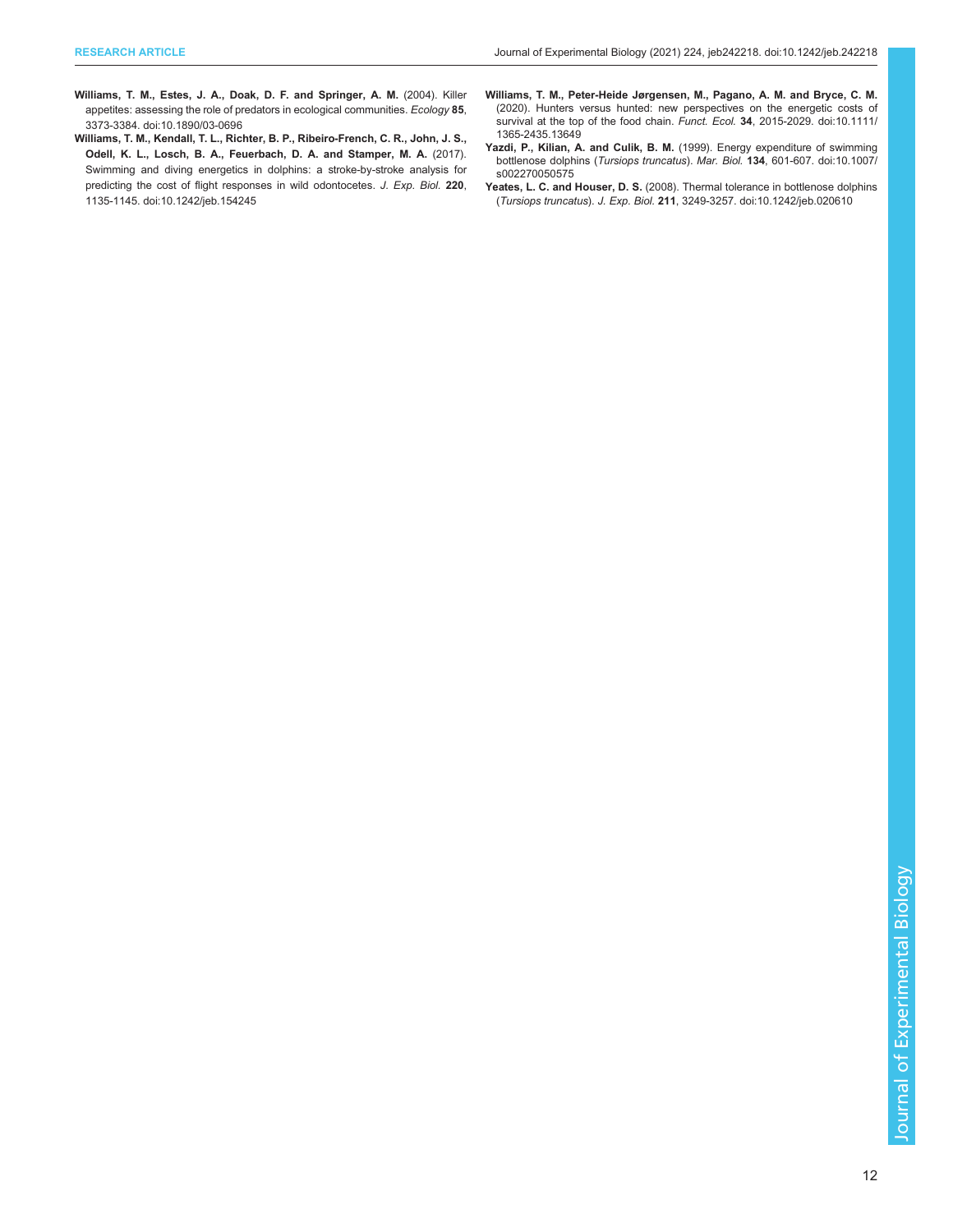**Williams, T. M., Estes, J. A., Doak, D. F. and Springer, A. M.** (2004). Killer appetites: assessing the role of predators in ecological communities. *Ecology* **85**, 3373-3384. doi:10.1890/03-0696

**Williams, T. M., Kendall, T. L., Richter, B. P., Ribeiro-French, C. R., John, J. S., Odell, K. L., Losch, B. A., Feuerbach, D. A. and Stamper, M. A.** (2017). Swimming and diving energetics in dolphins: a stroke-by-stroke analysis for predicting the cost of flight responses in wild odontocetes. *J. Exp. Biol.* **220**, 1135-1145. doi:10.1242/jeb.154245

**Williams, T. M., Peter-Heide Jørgensen, M., Pagano, A. M. and Bryce, C. M.** (2020). Hunters versus hunted: new perspectives on the energetic costs of survival at the top of the food chain. *Funct. Ecol.* **34**, 2015-2029. doi:10.1111/1365-2435.13649

**Yazdi, P., Kilian, A. and Culik, B. M.** (1999). Energy expenditure of swimming bottlenose dolphins (*Tursiops truncatus*). *Mar. Biol.* **134**, 601-607. doi:10.1007/s002270050575

**Yeates, L. C. and Houser, D. S.** (2008). Thermal tolerance in bottlenose dolphins (*Tursiops truncatus*). *J. Exp. Biol.* **211**, 3249-3257. doi:10.1242/jeb.020610